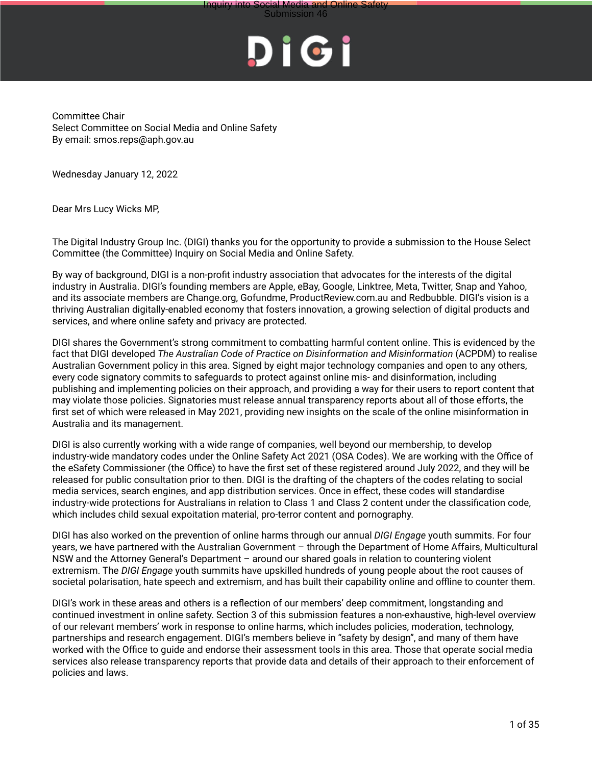Committee Chair
Select Committee on Social Media and Online Safety
By email: smos.reps@aph.gov.au

Wednesday January 12, 2022

Dear Mrs Lucy Wicks MP,

The Digital Industry Group Inc. (DIGI) thanks you for the opportunity to provide a submission to the House Select Committee (the Committee) Inquiry on Social Media and Online Safety.

By way of background, DIGI is a non-profit industry association that advocates for the interests of the digital industry in Australia. DIGI's founding members are Apple, eBay, Google, Linktree, Meta, Twitter, Snap and Yahoo, and its associate members are Change.org, Gofundme, ProductReview.com.au and Redbubble. DIGI's vision is a thriving Australian digitally-enabled economy that fosters innovation, a growing selection of digital products and services, and where online safety and privacy are protected.

DIGI shares the Government's strong commitment to combatting harmful content online. This is evidenced by the fact that DIGI developed *The Australian Code of Practice on Disinformation and Misinformation* (ACPDM) to realise Australian Government policy in this area. Signed by eight major technology companies and open to any others, every code signatory commits to safeguards to protect against online mis- and disinformation, including publishing and implementing policies on their approach, and providing a way for their users to report content that may violate those policies. Signatories must release annual transparency reports about all of those efforts, the first set of which were released in May 2021, providing new insights on the scale of the online misinformation in Australia and its management.

DIGI is also currently working with a wide range of companies, well beyond our membership, to develop industry-wide mandatory codes under the Online Safety Act 2021 (OSA Codes). We are working with the Office of the eSafety Commissioner (the Office) to have the first set of these registered around July 2022, and they will be released for public consultation prior to then. DIGI is the drafting of the chapters of the codes relating to social media services, search engines, and app distribution services. Once in effect, these codes will standardise industry-wide protections for Australians in relation to Class 1 and Class 2 content under the classification code, which includes child sexual expoitation material, pro-terror content and pornography.

DIGI has also worked on the prevention of online harms through our annual *DIGI Engage* youth summits. For four years, we have partnered with the Australian Government – through the Department of Home Affairs, Multicultural NSW and the Attorney General's Department – around our shared goals in relation to countering violent extremism. The *DIGI Engage* youth summits have upskilled hundreds of young people about the root causes of societal polarisation, hate speech and extremism, and has built their capability online and offline to counter them.

DIGI's work in these areas and others is a reflection of our members' deep commitment, longstanding and continued investment in online safety. Section 3 of this submission features a non-exhaustive, high-level overview of our relevant members' work in response to online harms, which includes policies, moderation, technology, partnerships and research engagement. DIGI's members believe in "safety by design", and many of them have worked with the Office to guide and endorse their assessment tools in this area. Those that operate social media services also release transparency reports that provide data and details of their approach to their enforcement of policies and laws.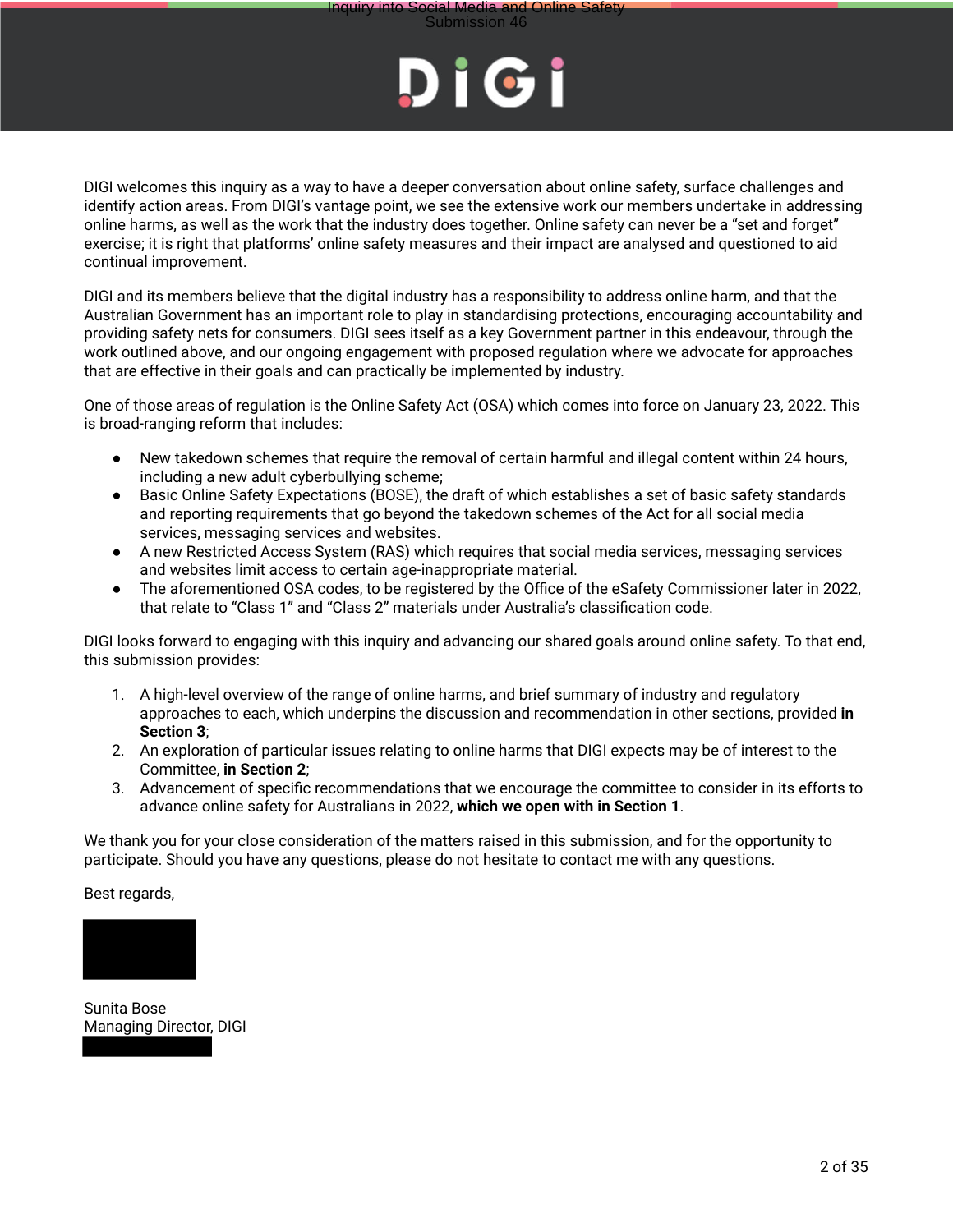DIGI welcomes this inquiry as a way to have a deeper conversation about online safety, surface challenges and identify action areas. From DIGI's vantage point, we see the extensive work our members undertake in addressing online harms, as well as the work that the industry does together. Online safety can never be a "set and forget" exercise; it is right that platforms' online safety measures and their impact are analysed and questioned to aid continual improvement.

DIGI and its members believe that the digital industry has a responsibility to address online harm, and that the Australian Government has an important role to play in standardising protections, encouraging accountability and providing safety nets for consumers. DIGI sees itself as a key Government partner in this endeavour, through the work outlined above, and our ongoing engagement with proposed regulation where we advocate for approaches that are effective in their goals and can practically be implemented by industry.

One of those areas of regulation is the Online Safety Act (OSA) which comes into force on January 23, 2022. This is broad-ranging reform that includes:

- New takedown schemes that require the removal of certain harmful and illegal content within 24 hours, including a new adult cyberbullying scheme;
- Basic Online Safety Expectations (BOSE), the draft of which establishes a set of basic safety standards and reporting requirements that go beyond the takedown schemes of the Act for all social media services, messaging services and websites.
- A new Restricted Access System (RAS) which requires that social media services, messaging services and websites limit access to certain age-inappropriate material.
- The aforementioned OSA codes, to be registered by the Office of the eSafety Commissioner later in 2022, that relate to "Class 1" and "Class 2" materials under Australia's classification code.

DIGI looks forward to engaging with this inquiry and advancing our shared goals around online safety. To that end, this submission provides:

1. A high-level overview of the range of online harms, and brief summary of industry and regulatory approaches to each, which underpins the discussion and recommendation in other sections, provided **in Section 3**;
2. An exploration of particular issues relating to online harms that DIGI expects may be of interest to the Committee, **in Section 2**;
3. Advancement of specific recommendations that we encourage the committee to consider in its efforts to advance online safety for Australians in 2022, **which we open with in Section 1**.

We thank you for your close consideration of the matters raised in this submission, and for the opportunity to participate. Should you have any questions, please do not hesitate to contact me with any questions.

Best regards,

Sunita Bose
Managing Director, DIGI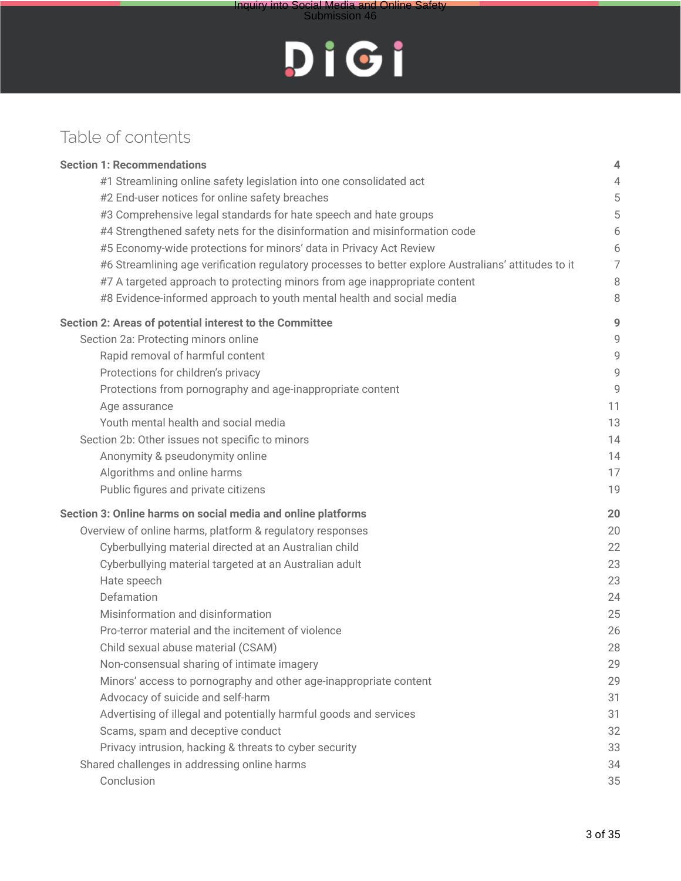# Table of contents

| | |
|---|---|
| **Section 1: Recommendations** | **4** |
| #1 Streamlining online safety legislation into one consolidated act | 4 |
| #2 End-user notices for online safety breaches | 5 |
| #3 Comprehensive legal standards for hate speech and hate groups | 5 |
| #4 Strengthened safety nets for the disinformation and misinformation code | 6 |
| #5 Economy-wide protections for minors' data in Privacy Act Review | 6 |
| #6 Streamlining age verification regulatory processes to better explore Australians' attitudes to it | 7 |
| #7 A targeted approach to protecting minors from age inappropriate content | 8 |
| #8 Evidence-informed approach to youth mental health and social media | 8 |
| **Section 2: Areas of potential interest to the Committee** | **9** |
| Section 2a: Protecting minors online | 9 |
| Rapid removal of harmful content | 9 |
| Protections for children's privacy | 9 |
| Protections from pornography and age-inappropriate content | 9 |
| Age assurance | 11 |
| Youth mental health and social media | 13 |
| Section 2b: Other issues not specific to minors | 14 |
| Anonymity & pseudonymity online | 14 |
| Algorithms and online harms | 17 |
| Public figures and private citizens | 19 |
| **Section 3: Online harms on social media and online platforms** | **20** |
| Overview of online harms, platform & regulatory responses | 20 |
| Cyberbullying material directed at an Australian child | 22 |
| Cyberbullying material targeted at an Australian adult | 23 |
| Hate speech | 23 |
| Defamation | 24 |
| Misinformation and disinformation | 25 |
| Pro-terror material and the incitement of violence | 26 |
| Child sexual abuse material (CSAM) | 28 |
| Non-consensual sharing of intimate imagery | 29 |
| Minors' access to pornography and other age-inappropriate content | 29 |
| Advocacy of suicide and self-harm | 31 |
| Advertising of illegal and potentially harmful goods and services | 31 |
| Scams, spam and deceptive conduct | 32 |
| Privacy intrusion, hacking & threats to cyber security | 33 |
| Shared challenges in addressing online harms | 34 |
| Conclusion | 35 |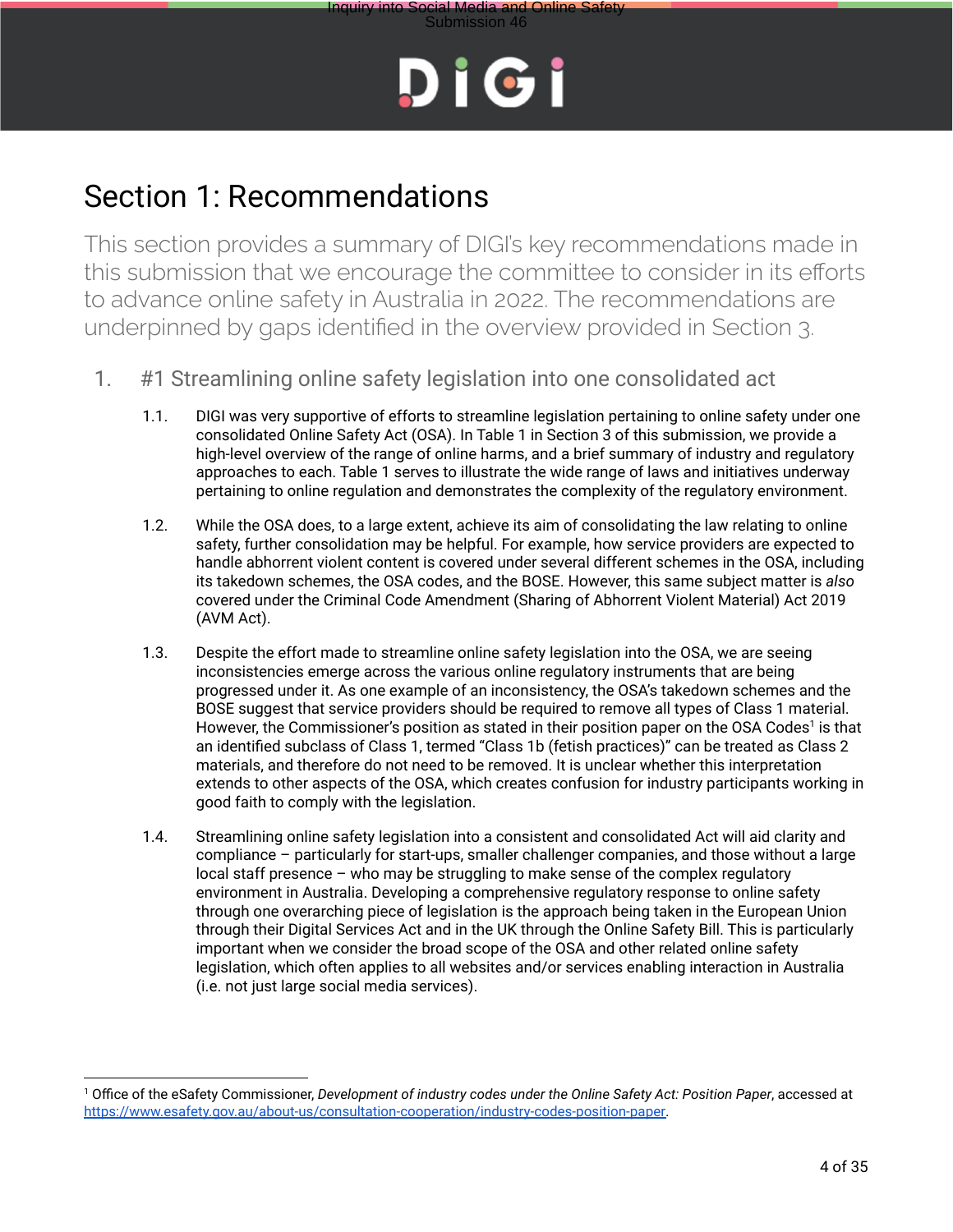# Section 1: Recommendations

This section provides a summary of DIGI's key recommendations made in this submission that we encourage the committee to consider in its efforts to advance online safety in Australia in 2022. The recommendations are underpinned by gaps identified in the overview provided in Section 3.

## 1. #1 Streamlining online safety legislation into one consolidated act

1.1. DIGI was very supportive of efforts to streamline legislation pertaining to online safety under one consolidated Online Safety Act (OSA). In Table 1 in Section 3 of this submission, we provide a high-level overview of the range of online harms, and a brief summary of industry and regulatory approaches to each. Table 1 serves to illustrate the wide range of laws and initiatives underway pertaining to online regulation and demonstrates the complexity of the regulatory environment.

1.2. While the OSA does, to a large extent, achieve its aim of consolidating the law relating to online safety, further consolidation may be helpful. For example, how service providers are expected to handle abhorrent violent content is covered under several different schemes in the OSA, including its takedown schemes, the OSA codes, and the BOSE. However, this same subject matter is *also* covered under the Criminal Code Amendment (Sharing of Abhorrent Violent Material) Act 2019 (AVM Act).

1.3. Despite the effort made to streamline online safety legislation into the OSA, we are seeing inconsistencies emerge across the various online regulatory instruments that are being progressed under it. As one example of an inconsistency, the OSA's takedown schemes and the BOSE suggest that service providers should be required to remove all types of Class 1 material. However, the Commissioner's position as stated in their position paper on the OSA Codes[1] is that an identified subclass of Class 1, termed "Class 1b (fetish practices)" can be treated as Class 2 materials, and therefore do not need to be removed. It is unclear whether this interpretation extends to other aspects of the OSA, which creates confusion for industry participants working in good faith to comply with the legislation.

1.4. Streamlining online safety legislation into a consistent and consolidated Act will aid clarity and compliance – particularly for start-ups, smaller challenger companies, and those without a large local staff presence – who may be struggling to make sense of the complex regulatory environment in Australia. Developing a comprehensive regulatory response to online safety through one overarching piece of legislation is the approach being taken in the European Union through their Digital Services Act and in the UK through the Online Safety Bill. This is particularly important when we consider the broad scope of the OSA and other related online safety legislation, which often applies to all websites and/or services enabling interaction in Australia (i.e. not just large social media services).

---

[1] Office of the eSafety Commissioner, *Development of industry codes under the Online Safety Act: Position Paper*, accessed at https://www.esafety.gov.au/about-us/consultation-cooperation/industry-codes-position-paper.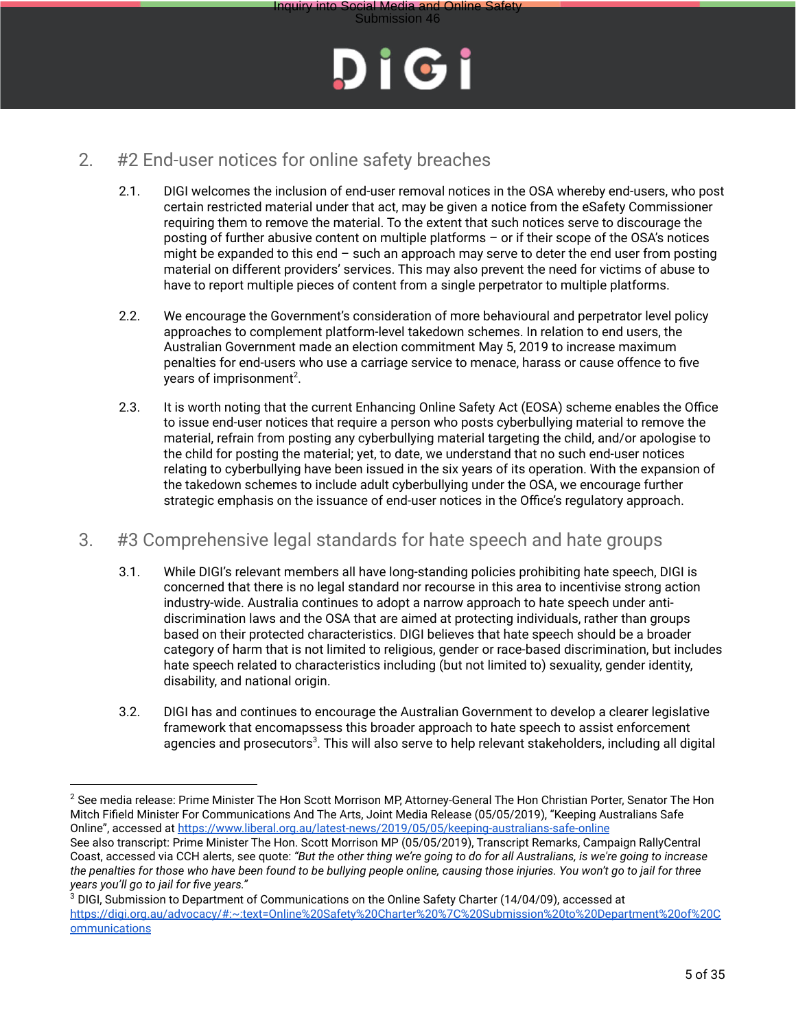## 2. #2 End-user notices for online safety breaches

2.1. DIGI welcomes the inclusion of end-user removal notices in the OSA whereby end-users, who post certain restricted material under that act, may be given a notice from the eSafety Commissioner requiring them to remove the material. To the extent that such notices serve to discourage the posting of further abusive content on multiple platforms – or if their scope of the OSA's notices might be expanded to this end – such an approach may serve to deter the end user from posting material on different providers' services. This may also prevent the need for victims of abuse to have to report multiple pieces of content from a single perpetrator to multiple platforms.

2.2. We encourage the Government's consideration of more behavioural and perpetrator level policy approaches to complement platform-level takedown schemes. In relation to end users, the Australian Government made an election commitment May 5, 2019 to increase maximum penalties for end-users who use a carriage service to menace, harass or cause offence to five years of imprisonment[2].

2.3. It is worth noting that the current Enhancing Online Safety Act (EOSA) scheme enables the Office to issue end-user notices that require a person who posts cyberbullying material to remove the material, refrain from posting any cyberbullying material targeting the child, and/or apologise to the child for posting the material; yet, to date, we understand that no such end-user notices relating to cyberbullying have been issued in the six years of its operation. With the expansion of the takedown schemes to include adult cyberbullying under the OSA, we encourage further strategic emphasis on the issuance of end-user notices in the Office's regulatory approach.

## 3. #3 Comprehensive legal standards for hate speech and hate groups

3.1. While DIGI's relevant members all have long-standing policies prohibiting hate speech, DIGI is concerned that there is no legal standard nor recourse in this area to incentivise strong action industry-wide. Australia continues to adopt a narrow approach to hate speech under anti-discrimination laws and the OSA that are aimed at protecting individuals, rather than groups based on their protected characteristics. DIGI believes that hate speech should be a broader category of harm that is not limited to religious, gender or race-based discrimination, but includes hate speech related to characteristics including (but not limited to) sexuality, gender identity, disability, and national origin.

3.2. DIGI has and continues to encourage the Australian Government to develop a clearer legislative framework that encomapssess this broader approach to hate speech to assist enforcement agencies and prosecutors[3]. This will also serve to help relevant stakeholders, including all digital

---

[2] See media release: Prime Minister The Hon Scott Morrison MP, Attorney-General The Hon Christian Porter, Senator The Hon Mitch Fifield Minister For Communications And The Arts, Joint Media Release (05/05/2019), "Keeping Australians Safe Online", accessed at https://www.liberal.org.au/latest-news/2019/05/05/keeping-australians-safe-online
See also transcript: Prime Minister The Hon. Scott Morrison MP (05/05/2019), Transcript Remarks, Campaign RallyCentral Coast, accessed via CCH alerts, see quote: *"But the other thing we're going to do for all Australians, is we're going to increase the penalties for those who have been found to be bullying people online, causing those injuries. You won't go to jail for three years you'll go to jail for five years."*

[3] DIGI, Submission to Department of Communications on the Online Safety Charter (14/04/09), accessed at https://digi.org.au/advocacy/#:~:text=Online%20Safety%20Charter%20%7C%20Submission%20to%20Department%20of%20Communications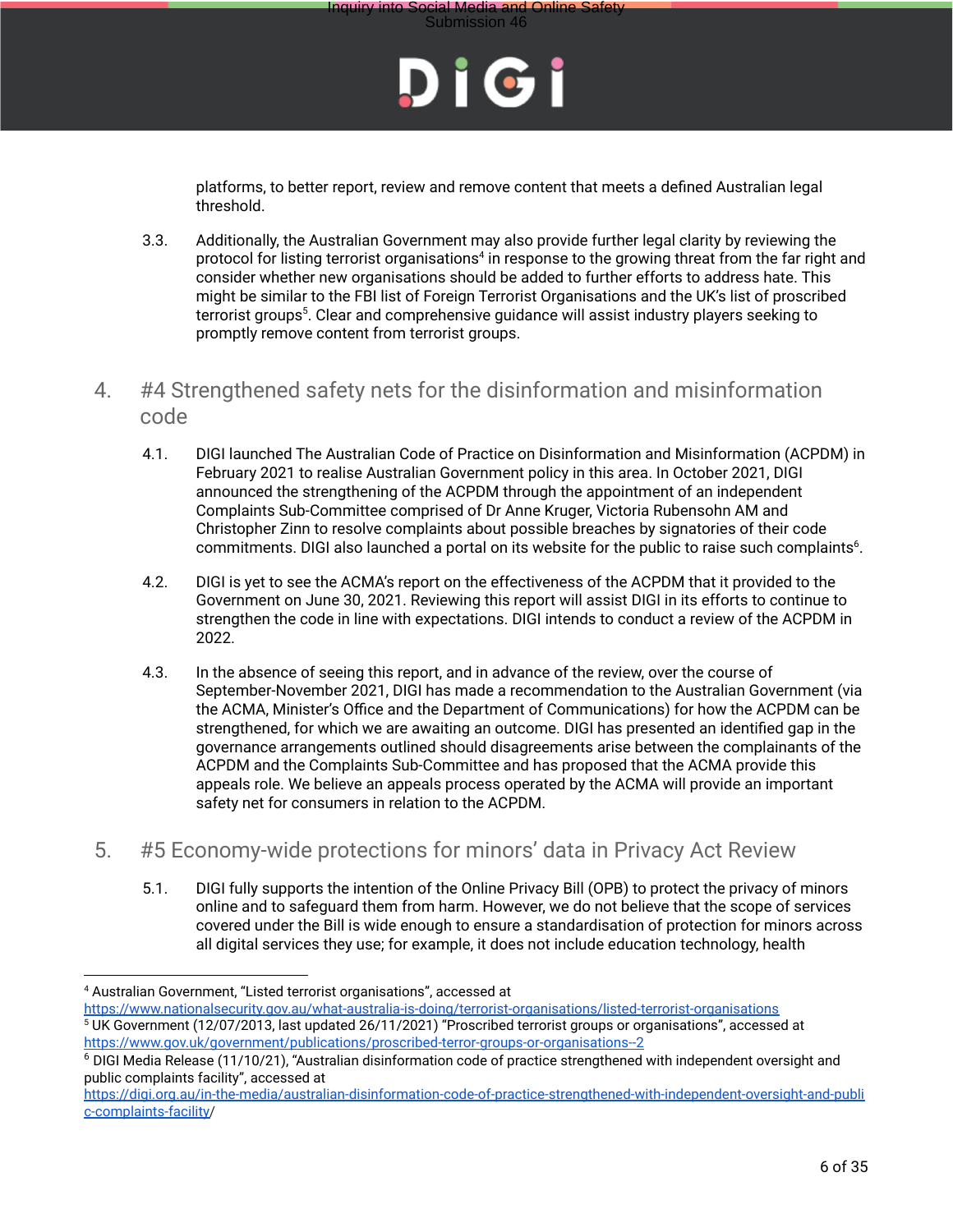platforms, to better report, review and remove content that meets a defined Australian legal threshold.

3.3. Additionally, the Australian Government may also provide further legal clarity by reviewing the protocol for listing terrorist organisations[4] in response to the growing threat from the far right and consider whether new organisations should be added to further efforts to address hate. This might be similar to the FBI list of Foreign Terrorist Organisations and the UK's list of proscribed terrorist groups[5]. Clear and comprehensive guidance will assist industry players seeking to promptly remove content from terrorist groups.

## 4. #4 Strengthened safety nets for the disinformation and misinformation code

4.1. DIGI launched The Australian Code of Practice on Disinformation and Misinformation (ACPDM) in February 2021 to realise Australian Government policy in this area. In October 2021, DIGI announced the strengthening of the ACPDM through the appointment of an independent Complaints Sub-Committee comprised of Dr Anne Kruger, Victoria Rubensohn AM and Christopher Zinn to resolve complaints about possible breaches by signatories of their code commitments. DIGI also launched a portal on its website for the public to raise such complaints[6].

4.2. DIGI is yet to see the ACMA's report on the effectiveness of the ACPDM that it provided to the Government on June 30, 2021. Reviewing this report will assist DIGI in its efforts to continue to strengthen the code in line with expectations. DIGI intends to conduct a review of the ACPDM in 2022.

4.3. In the absence of seeing this report, and in advance of the review, over the course of September-November 2021, DIGI has made a recommendation to the Australian Government (via the ACMA, Minister's Office and the Department of Communications) for how the ACPDM can be strengthened, for which we are awaiting an outcome. DIGI has presented an identified gap in the governance arrangements outlined should disagreements arise between the complainants of the ACPDM and the Complaints Sub-Committee and has proposed that the ACMA provide this appeals role. We believe an appeals process operated by the ACMA will provide an important safety net for consumers in relation to the ACPDM.

## 5. #5 Economy-wide protections for minors' data in Privacy Act Review

5.1. DIGI fully supports the intention of the Online Privacy Bill (OPB) to protect the privacy of minors online and to safeguard them from harm. However, we do not believe that the scope of services covered under the Bill is wide enough to ensure a standardisation of protection for minors across all digital services they use; for example, it does not include education technology, health

---

[4] Australian Government, "Listed terrorist organisations", accessed at https://www.nationalsecurity.gov.au/what-australia-is-doing/terrorist-organisations/listed-terrorist-organisations

[5] UK Government (12/07/2013, last updated 26/11/2021) "Proscribed terrorist groups or organisations", accessed at https://www.gov.uk/government/publications/proscribed-terror-groups-or-organisations--2

[6] DIGI Media Release (11/10/21), "Australian disinformation code of practice strengthened with independent oversight and public complaints facility", accessed at https://digi.org.au/in-the-media/australian-disinformation-code-of-practice-strengthened-with-independent-oversight-and-public-complaints-facility/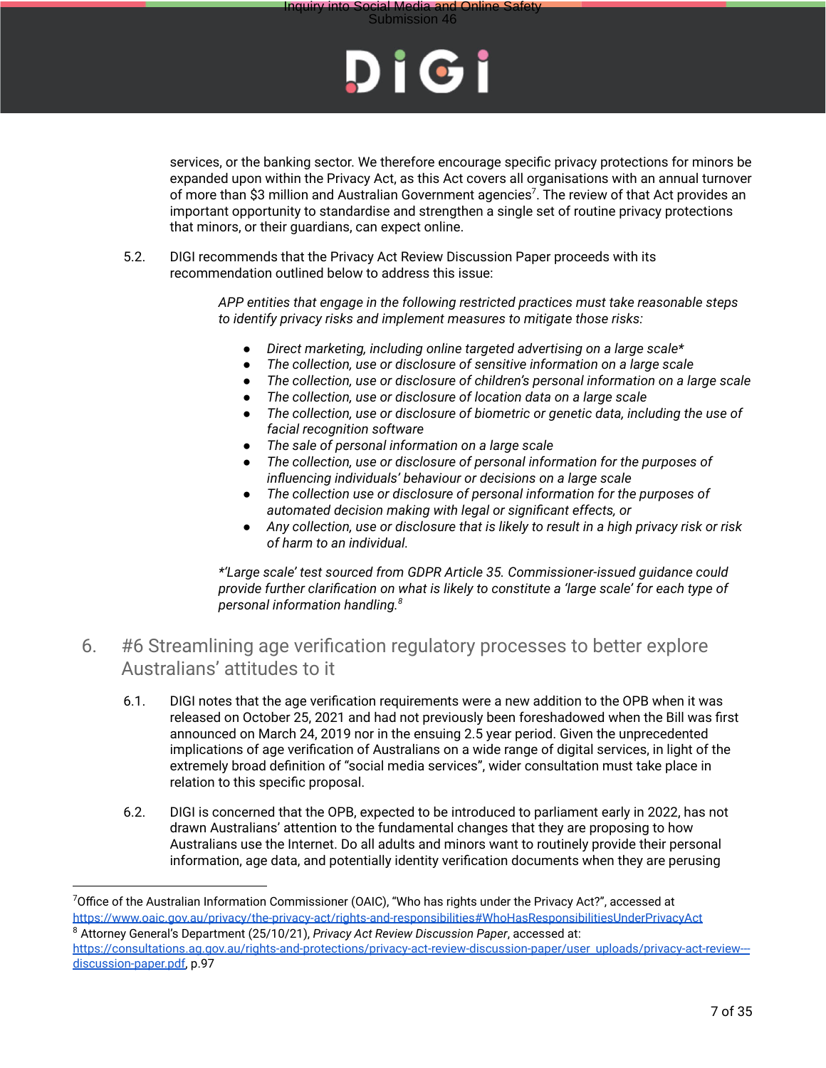services, or the banking sector. We therefore encourage specific privacy protections for minors be expanded upon within the Privacy Act, as this Act covers all organisations with an annual turnover of more than $3 million and Australian Government agencies[7]. The review of that Act provides an important opportunity to standardise and strengthen a single set of routine privacy protections that minors, or their guardians, can expect online.

5.2. DIGI recommends that the Privacy Act Review Discussion Paper proceeds with its recommendation outlined below to address this issue:

> *APP entities that engage in the following restricted practices must take reasonable steps to identify privacy risks and implement measures to mitigate those risks:*
>
> - *Direct marketing, including online targeted advertising on a large scale**
> - *The collection, use or disclosure of sensitive information on a large scale*
> - *The collection, use or disclosure of children's personal information on a large scale*
> - *The collection, use or disclosure of location data on a large scale*
> - *The collection, use or disclosure of biometric or genetic data, including the use of facial recognition software*
> - *The sale of personal information on a large scale*
> - *The collection, use or disclosure of personal information for the purposes of influencing individuals' behaviour or decisions on a large scale*
> - *The collection use or disclosure of personal information for the purposes of automated decision making with legal or significant effects, or*
> - *Any collection, use or disclosure that is likely to result in a high privacy risk or risk of harm to an individual.*
>
> **'Large scale' test sourced from GDPR Article 35. Commissioner-issued guidance could provide further clarification on what is likely to constitute a 'large scale' for each type of personal information handling.*[8]

## 6. #6 Streamlining age verification regulatory processes to better explore Australians' attitudes to it

6.1. DIGI notes that the age verification requirements were a new addition to the OPB when it was released on October 25, 2021 and had not previously been foreshadowed when the Bill was first announced on March 24, 2019 nor in the ensuing 2.5 year period. Given the unprecedented implications of age verification of Australians on a wide range of digital services, in light of the extremely broad definition of "social media services", wider consultation must take place in relation to this specific proposal.

6.2. DIGI is concerned that the OPB, expected to be introduced to parliament early in 2022, has not drawn Australians' attention to the fundamental changes that they are proposing to how Australians use the Internet. Do all adults and minors want to routinely provide their personal information, age data, and potentially identity verification documents when they are perusing

---

[7] Office of the Australian Information Commissioner (OAIC), "Who has rights under the Privacy Act?", accessed at https://www.oaic.gov.au/privacy/the-privacy-act/rights-and-responsibilities#WhoHasResponsibilitiesUnderPrivacyAct

[8] Attorney General's Department (25/10/21), *Privacy Act Review Discussion Paper*, accessed at: https://consultations.ag.gov.au/rights-and-protections/privacy-act-review-discussion-paper/user_uploads/privacy-act-review---discussion-paper.pdf, p.97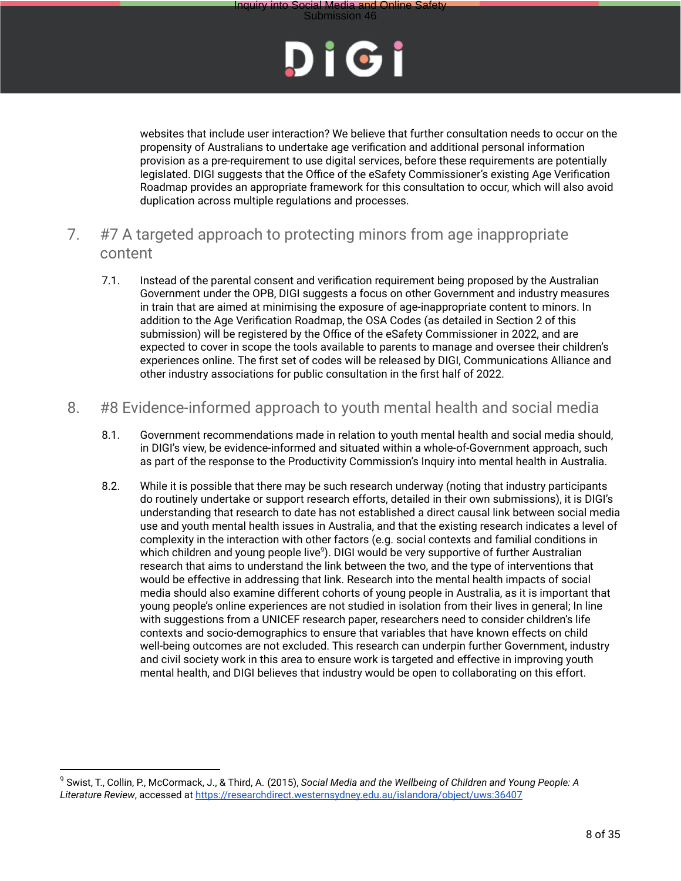websites that include user interaction? We believe that further consultation needs to occur on the propensity of Australians to undertake age verification and additional personal information provision as a pre-requirement to use digital services, before these requirements are potentially legislated. DIGI suggests that the Office of the eSafety Commissioner's existing Age Verification Roadmap provides an appropriate framework for this consultation to occur, which will also avoid duplication across multiple regulations and processes.

## 7. #7 A targeted approach to protecting minors from age inappropriate content

7.1. Instead of the parental consent and verification requirement being proposed by the Australian Government under the OPB, DIGI suggests a focus on other Government and industry measures in train that are aimed at minimising the exposure of age-inappropriate content to minors. In addition to the Age Verification Roadmap, the OSA Codes (as detailed in Section 2 of this submission) will be registered by the Office of the eSafety Commissioner in 2022, and are expected to cover in scope the tools available to parents to manage and oversee their children's experiences online. The first set of codes will be released by DIGI, Communications Alliance and other industry associations for public consultation in the first half of 2022.

## 8. #8 Evidence-informed approach to youth mental health and social media

8.1. Government recommendations made in relation to youth mental health and social media should, in DIGI's view, be evidence-informed and situated within a whole-of-Government approach, such as part of the response to the Productivity Commission's Inquiry into mental health in Australia.

8.2. While it is possible that there may be such research underway (noting that industry participants do routinely undertake or support research efforts, detailed in their own submissions), it is DIGI's understanding that research to date has not established a direct causal link between social media use and youth mental health issues in Australia, and that the existing research indicates a level of complexity in the interaction with other factors (e.g. social contexts and familial conditions in which children and young people live[9]). DIGI would be very supportive of further Australian research that aims to understand the link between the two, and the type of interventions that would be effective in addressing that link. Research into the mental health impacts of social media should also examine different cohorts of young people in Australia, as it is important that young people's online experiences are not studied in isolation from their lives in general; In line with suggestions from a UNICEF research paper, researchers need to consider children's life contexts and socio-demographics to ensure that variables that have known effects on child well-being outcomes are not excluded. This research can underpin further Government, industry and civil society work in this area to ensure work is targeted and effective in improving youth mental health, and DIGI believes that industry would be open to collaborating on this effort.

---

[9] Swist, T., Collin, P., McCormack, J., & Third, A. (2015), *Social Media and the Wellbeing of Children and Young People: A Literature Review*, accessed at https://researchdirect.westernsydney.edu.au/islandora/object/uws:36407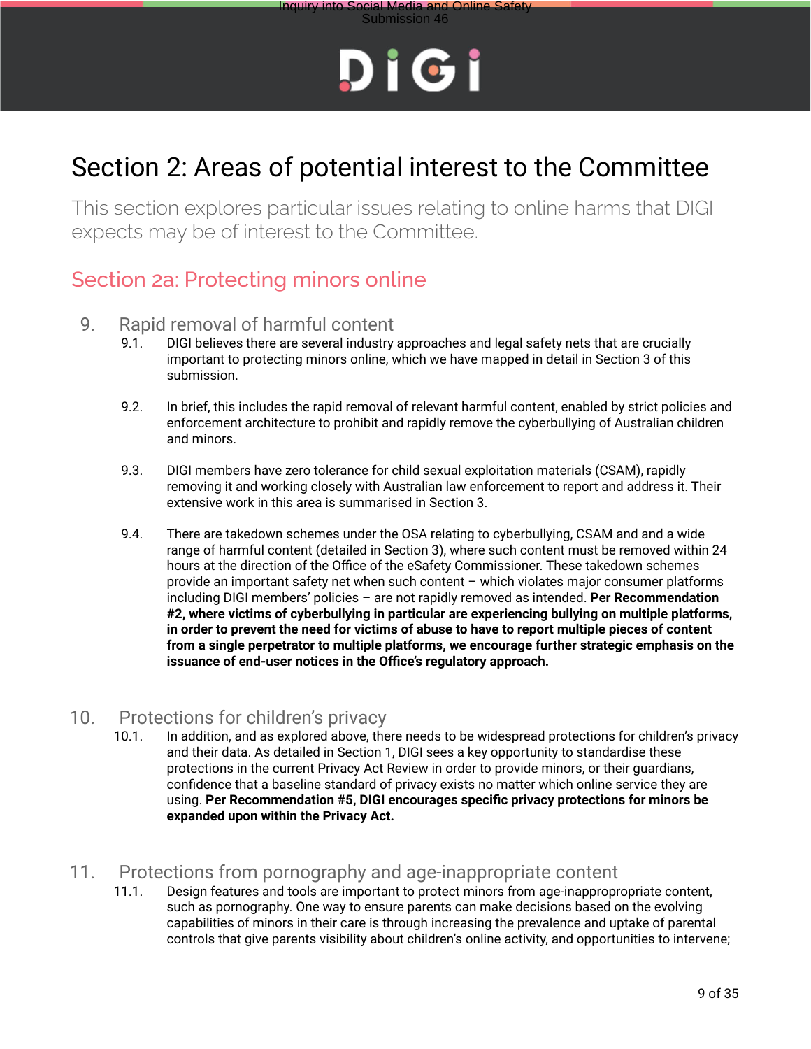# Section 2: Areas of potential interest to the Committee

This section explores particular issues relating to online harms that DIGI expects may be of interest to the Committee.

## Section 2a: Protecting minors online

### 9. Rapid removal of harmful content

9.1. DIGI believes there are several industry approaches and legal safety nets that are crucially important to protecting minors online, which we have mapped in detail in Section 3 of this submission.

9.2. In brief, this includes the rapid removal of relevant harmful content, enabled by strict policies and enforcement architecture to prohibit and rapidly remove the cyberbullying of Australian children and minors.

9.3. DIGI members have zero tolerance for child sexual exploitation materials (CSAM), rapidly removing it and working closely with Australian law enforcement to report and address it. Their extensive work in this area is summarised in Section 3.

9.4. There are takedown schemes under the OSA relating to cyberbullying, CSAM and and a wide range of harmful content (detailed in Section 3), where such content must be removed within 24 hours at the direction of the Office of the eSafety Commissioner. These takedown schemes provide an important safety net when such content – which violates major consumer platforms including DIGI members' policies – are not rapidly removed as intended. **Per Recommendation #2, where victims of cyberbullying in particular are experiencing bullying on multiple platforms, in order to prevent the need for victims of abuse to have to report multiple pieces of content from a single perpetrator to multiple platforms, we encourage further strategic emphasis on the issuance of end-user notices in the Office's regulatory approach.**

### 10. Protections for children's privacy

10.1. In addition, and as explored above, there needs to be widespread protections for children's privacy and their data. As detailed in Section 1, DIGI sees a key opportunity to standardise these protections in the current Privacy Act Review in order to provide minors, or their guardians, confidence that a baseline standard of privacy exists no matter which online service they are using. **Per Recommendation #5, DIGI encourages specific privacy protections for minors be expanded upon within the Privacy Act.**

### 11. Protections from pornography and age-inappropriate content

11.1. Design features and tools are important to protect minors from age-inapproprop­riate content, such as pornography. One way to ensure parents can make decisions based on the evolving capabilities of minors in their care is through increasing the prevalence and uptake of parental controls that give parents visibility about children's online activity, and opportunities to intervene;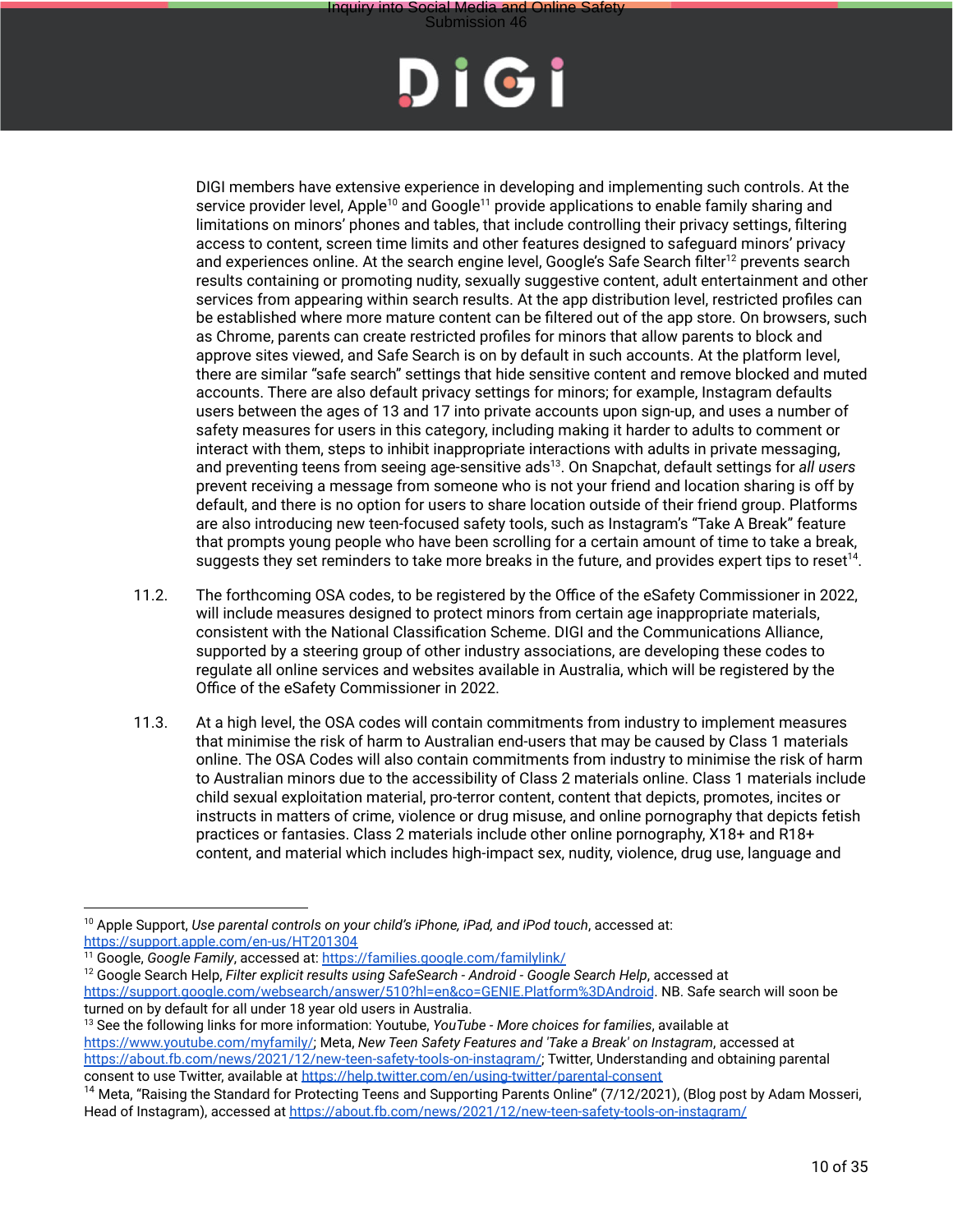DIGI members have extensive experience in developing and implementing such controls. At the service provider level, Apple[10] and Google[11] provide applications to enable family sharing and limitations on minors' phones and tables, that include controlling their privacy settings, filtering access to content, screen time limits and other features designed to safeguard minors' privacy and experiences online. At the search engine level, Google's Safe Search filter[12] prevents search results containing or promoting nudity, sexually suggestive content, adult entertainment and other services from appearing within search results. At the app distribution level, restricted profiles can be established where more mature content can be filtered out of the app store. On browsers, such as Chrome, parents can create restricted profiles for minors that allow parents to block and approve sites viewed, and Safe Search is on by default in such accounts. At the platform level, there are similar "safe search" settings that hide sensitive content and remove blocked and muted accounts. There are also default privacy settings for minors; for example, Instagram defaults users between the ages of 13 and 17 into private accounts upon sign-up, and uses a number of safety measures for users in this category, including making it harder to adults to comment or interact with them, steps to inhibit inappropriate interactions with adults in private messaging, and preventing teens from seeing age-sensitive ads[13]. On Snapchat, default settings for *all users* prevent receiving a message from someone who is not your friend and location sharing is off by default, and there is no option for users to share location outside of their friend group. Platforms are also introducing new teen-focused safety tools, such as Instagram's "Take A Break" feature that prompts young people who have been scrolling for a certain amount of time to take a break, suggests they set reminders to take more breaks in the future, and provides expert tips to reset[14].

11.2. The forthcoming OSA codes, to be registered by the Office of the eSafety Commissioner in 2022, will include measures designed to protect minors from certain age inappropriate materials, consistent with the National Classification Scheme. DIGI and the Communications Alliance, supported by a steering group of other industry associations, are developing these codes to regulate all online services and websites available in Australia, which will be registered by the Office of the eSafety Commissioner in 2022.

11.3. At a high level, the OSA codes will contain commitments from industry to implement measures that minimise the risk of harm to Australian end-users that may be caused by Class 1 materials online. The OSA Codes will also contain commitments from industry to minimise the risk of harm to Australian minors due to the accessibility of Class 2 materials online. Class 1 materials include child sexual exploitation material, pro-terror content, content that depicts, promotes, incites or instructs in matters of crime, violence or drug misuse, and online pornography that depicts fetish practices or fantasies. Class 2 materials include other online pornography, X18+ and R18+ content, and material which includes high-impact sex, nudity, violence, drug use, language and

---

[10] Apple Support, *Use parental controls on your child's iPhone, iPad, and iPod touch*, accessed at: https://support.apple.com/en-us/HT201304

[11] Google, *Google Family*, accessed at: https://families.google.com/familylink/

[12] Google Search Help, *Filter explicit results using SafeSearch - Android - Google Search Help*, accessed at https://support.google.com/websearch/answer/510?hl=en&co=GENIE.Platform%3DAndroid. NB. Safe search will soon be turned on by default for all under 18 year old users in Australia.

[13] See the following links for more information: Youtube, *YouTube - More choices for families*, available at https://www.youtube.com/myfamily/; Meta, *New Teen Safety Features and 'Take a Break' on Instagram*, accessed at https://about.fb.com/news/2021/12/new-teen-safety-tools-on-instagram/; Twitter, Understanding and obtaining parental consent to use Twitter, available at https://help.twitter.com/en/using-twitter/parental-consent

[14] Meta, "Raising the Standard for Protecting Teens and Supporting Parents Online" (7/12/2021), (Blog post by Adam Mosseri, Head of Instagram), accessed at https://about.fb.com/news/2021/12/new-teen-safety-tools-on-instagram/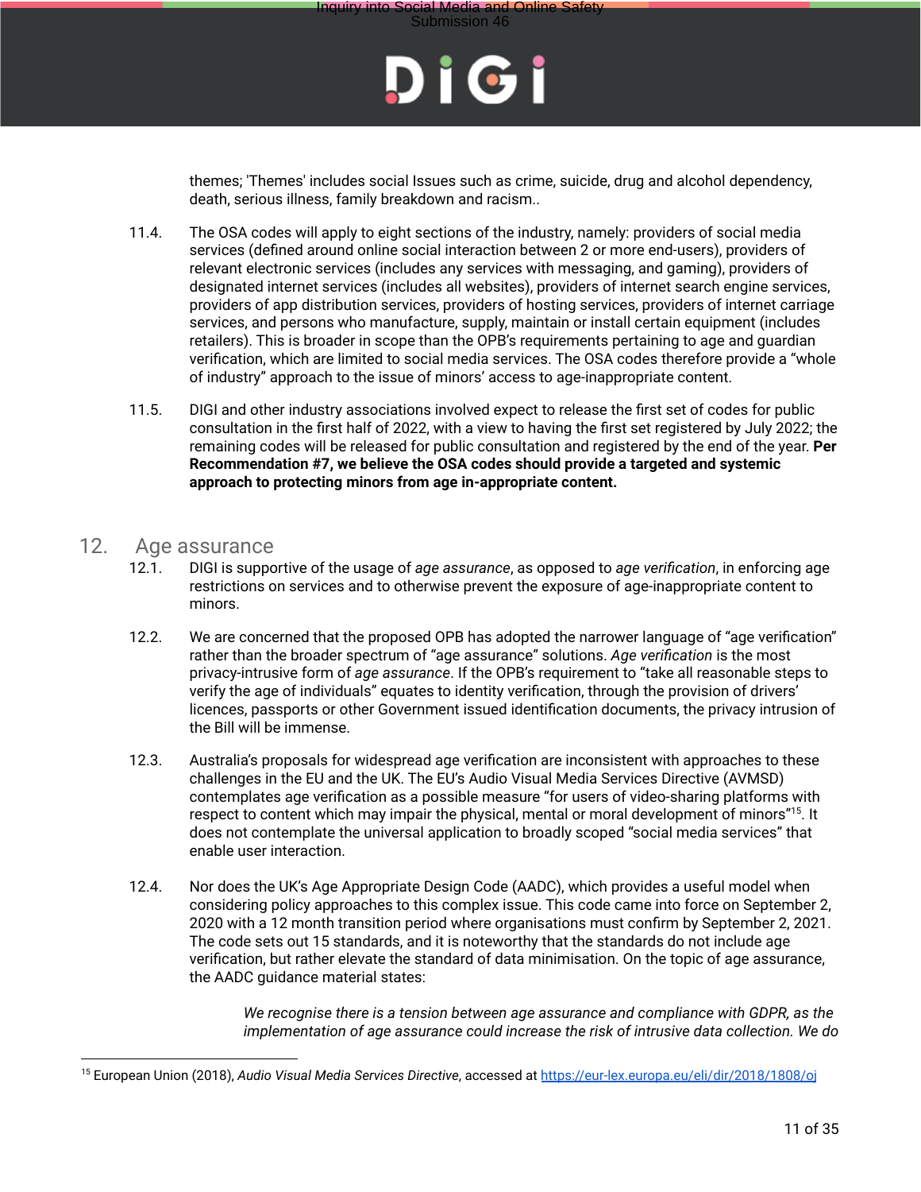themes; 'Themes' includes social Issues such as crime, suicide, drug and alcohol dependency, death, serious illness, family breakdown and racism..

11.4. The OSA codes will apply to eight sections of the industry, namely: providers of social media services (defined around online social interaction between 2 or more end-users), providers of relevant electronic services (includes any services with messaging, and gaming), providers of designated internet services (includes all websites), providers of internet search engine services, providers of app distribution services, providers of hosting services, providers of internet carriage services, and persons who manufacture, supply, maintain or install certain equipment (includes retailers). This is broader in scope than the OPB's requirements pertaining to age and guardian verification, which are limited to social media services. The OSA codes therefore provide a "whole of industry" approach to the issue of minors' access to age-inappropriate content.

11.5. DIGI and other industry associations involved expect to release the first set of codes for public consultation in the first half of 2022, with a view to having the first set registered by July 2022; the remaining codes will be released for public consultation and registered by the end of the year. **Per Recommendation #7, we believe the OSA codes should provide a targeted and systemic approach to protecting minors from age in-appropriate content.**

## 12. Age assurance

12.1. DIGI is supportive of the usage of *age assurance*, as opposed to *age verification*, in enforcing age restrictions on services and to otherwise prevent the exposure of age-inappropriate content to minors.

12.2. We are concerned that the proposed OPB has adopted the narrower language of "age verification" rather than the broader spectrum of "age assurance" solutions. *Age verification* is the most privacy-intrusive form of *age assurance*. If the OPB's requirement to "take all reasonable steps to verify the age of individuals" equates to identity verification, through the provision of drivers' licences, passports or other Government issued identification documents, the privacy intrusion of the Bill will be immense.

12.3. Australia's proposals for widespread age verification are inconsistent with approaches to these challenges in the EU and the UK. The EU's Audio Visual Media Services Directive (AVMSD) contemplates age verification as a possible measure "for users of video-sharing platforms with respect to content which may impair the physical, mental or moral development of minors"[15]. It does not contemplate the universal application to broadly scoped "social media services" that enable user interaction.

12.4. Nor does the UK's Age Appropriate Design Code (AADC), which provides a useful model when considering policy approaches to this complex issue. This code came into force on September 2, 2020 with a 12 month transition period where organisations must confirm by September 2, 2021. The code sets out 15 standards, and it is noteworthy that the standards do not include age verification, but rather elevate the standard of data minimisation. On the topic of age assurance, the AADC guidance material states:

> *We recognise there is a tension between age assurance and compliance with GDPR, as the implementation of age assurance could increase the risk of intrusive data collection. We do*

[15] European Union (2018), *Audio Visual Media Services Directive*, accessed at https://eur-lex.europa.eu/eli/dir/2018/1808/oj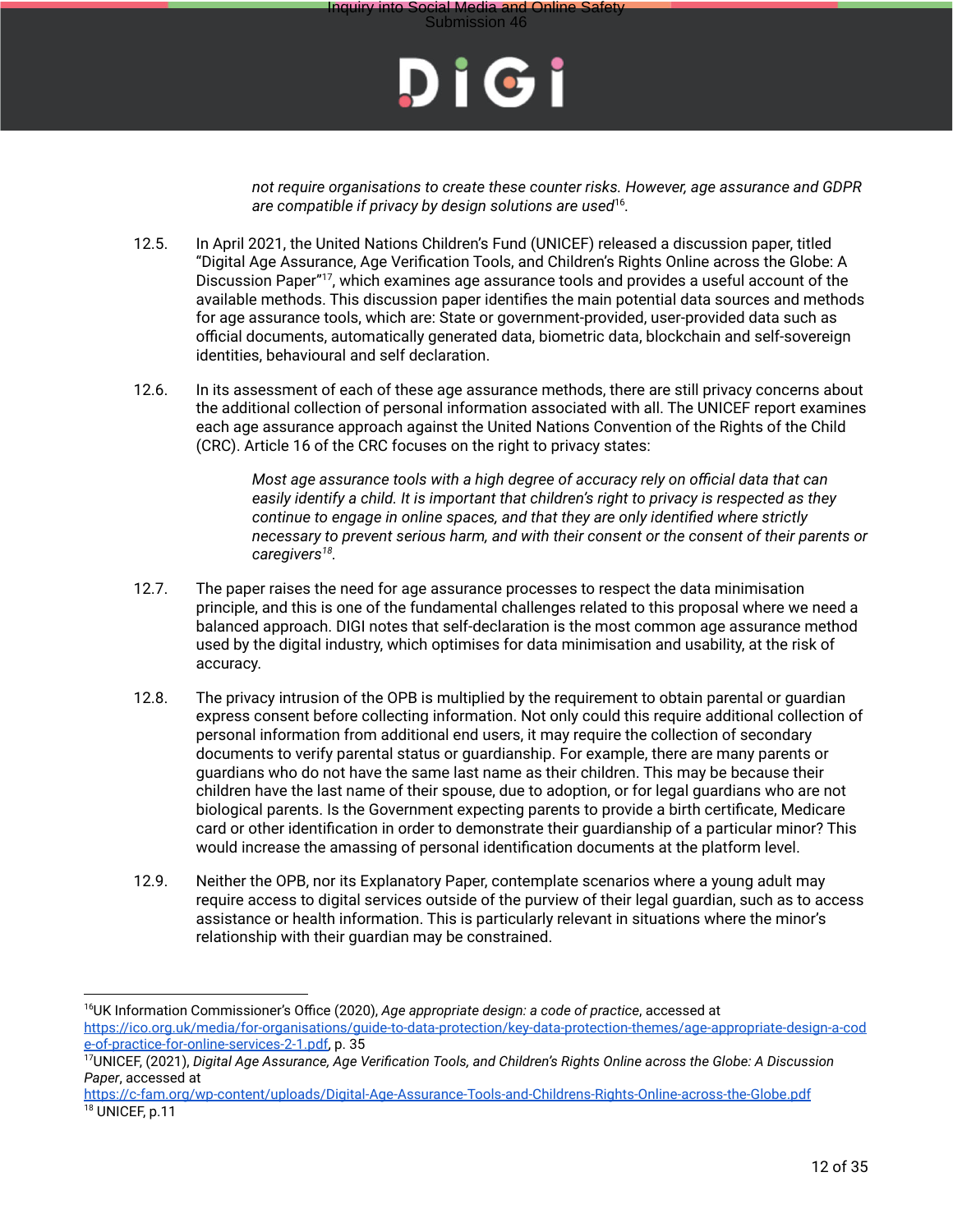> *not require organisations to create these counter risks. However, age assurance and GDPR are compatible if privacy by design solutions are used*[16].

12.5. In April 2021, the United Nations Children's Fund (UNICEF) released a discussion paper, titled "Digital Age Assurance, Age Verification Tools, and Children's Rights Online across the Globe: A Discussion Paper"[17], which examines age assurance tools and provides a useful account of the available methods. This discussion paper identifies the main potential data sources and methods for age assurance tools, which are: State or government-provided, user-provided data such as official documents, automatically generated data, biometric data, blockchain and self-sovereign identities, behavioural and self declaration.

12.6. In its assessment of each of these age assurance methods, there are still privacy concerns about the additional collection of personal information associated with all. The UNICEF report examines each age assurance approach against the United Nations Convention of the Rights of the Child (CRC). Article 16 of the CRC focuses on the right to privacy states:

> *Most age assurance tools with a high degree of accuracy rely on official data that can easily identify a child. It is important that children's right to privacy is respected as they continue to engage in online spaces, and that they are only identified where strictly necessary to prevent serious harm, and with their consent or the consent of their parents or caregivers*[18].

12.7. The paper raises the need for age assurance processes to respect the data minimisation principle, and this is one of the fundamental challenges related to this proposal where we need a balanced approach. DIGI notes that self-declaration is the most common age assurance method used by the digital industry, which optimises for data minimisation and usability, at the risk of accuracy.

12.8. The privacy intrusion of the OPB is multiplied by the requirement to obtain parental or guardian express consent before collecting information. Not only could this require additional collection of personal information from additional end users, it may require the collection of secondary documents to verify parental status or guardianship. For example, there are many parents or guardians who do not have the same last name as their children. This may be because their children have the last name of their spouse, due to adoption, or for legal guardians who are not biological parents. Is the Government expecting parents to provide a birth certificate, Medicare card or other identification in order to demonstrate their guardianship of a particular minor? This would increase the amassing of personal identification documents at the platform level.

12.9. Neither the OPB, nor its Explanatory Paper, contemplate scenarios where a young adult may require access to digital services outside of the purview of their legal guardian, such as to access assistance or health information. This is particularly relevant in situations where the minor's relationship with their guardian may be constrained.

---

[16] UK Information Commissioner's Office (2020), *Age appropriate design: a code of practice*, accessed at https://ico.org.uk/media/for-organisations/guide-to-data-protection/key-data-protection-themes/age-appropriate-design-a-code-of-practice-for-online-services-2-1.pdf, p. 35

[17] UNICEF, (2021), *Digital Age Assurance, Age Verification Tools, and Children's Rights Online across the Globe: A Discussion Paper*, accessed at https://c-fam.org/wp-content/uploads/Digital-Age-Assurance-Tools-and-Childrens-Rights-Online-across-the-Globe.pdf

[18] UNICEF, p.11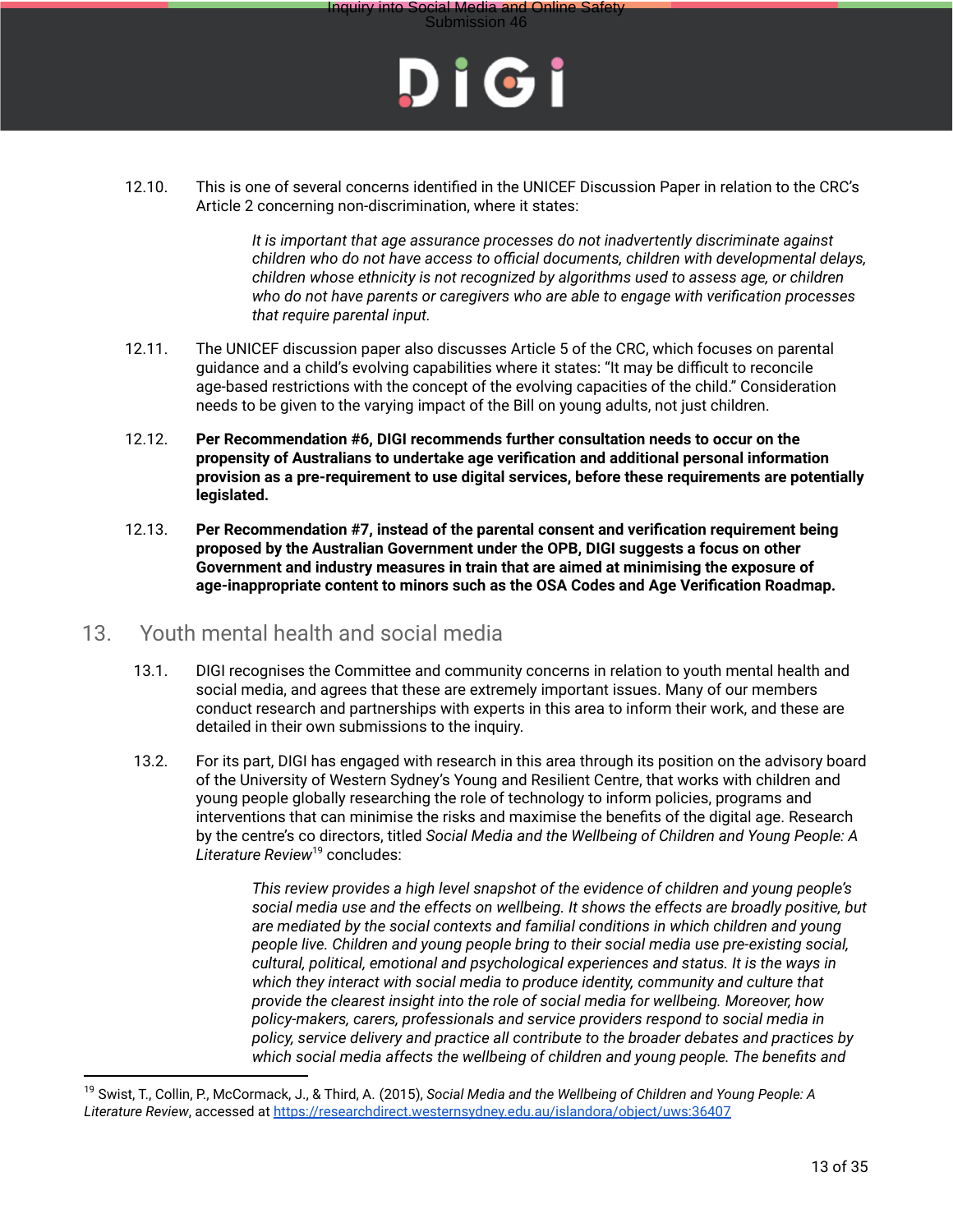12.10. This is one of several concerns identified in the UNICEF Discussion Paper in relation to the CRC's Article 2 concerning non-discrimination, where it states:

> *It is important that age assurance processes do not inadvertently discriminate against children who do not have access to official documents, children with developmental delays, children whose ethnicity is not recognized by algorithms used to assess age, or children who do not have parents or caregivers who are able to engage with verification processes that require parental input.*

12.11. The UNICEF discussion paper also discusses Article 5 of the CRC, which focuses on parental guidance and a child's evolving capabilities where it states: "It may be difficult to reconcile age-based restrictions with the concept of the evolving capacities of the child." Consideration needs to be given to the varying impact of the Bill on young adults, not just children.

12.12. **Per Recommendation #6, DIGI recommends further consultation needs to occur on the propensity of Australians to undertake age verification and additional personal information provision as a pre-requirement to use digital services, before these requirements are potentially legislated.**

12.13. **Per Recommendation #7, instead of the parental consent and verification requirement being proposed by the Australian Government under the OPB, DIGI suggests a focus on other Government and industry measures in train that are aimed at minimising the exposure of age-inappropriate content to minors such as the OSA Codes and Age Verification Roadmap.**

## 13. Youth mental health and social media

13.1. DIGI recognises the Committee and community concerns in relation to youth mental health and social media, and agrees that these are extremely important issues. Many of our members conduct research and partnerships with experts in this area to inform their work, and these are detailed in their own submissions to the inquiry.

13.2. For its part, DIGI has engaged with research in this area through its position on the advisory board of the University of Western Sydney's Young and Resilient Centre, that works with children and young people globally researching the role of technology to inform policies, programs and interventions that can minimise the risks and maximise the benefits of the digital age. Research by the centre's co directors, titled *Social Media and the Wellbeing of Children and Young People: A Literature Review*[19] concludes:

> *This review provides a high level snapshot of the evidence of children and young people's social media use and the effects on wellbeing. It shows the effects are broadly positive, but are mediated by the social contexts and familial conditions in which children and young people live. Children and young people bring to their social media use pre-existing social, cultural, political, emotional and psychological experiences and status. It is the ways in which they interact with social media to produce identity, community and culture that provide the clearest insight into the role of social media for wellbeing. Moreover, how policy-makers, carers, professionals and service providers respond to social media in policy, service delivery and practice all contribute to the broader debates and practices by which social media affects the wellbeing of children and young people. The benefits and*

---

[19] Swist, T., Collin, P., McCormack, J., & Third, A. (2015), *Social Media and the Wellbeing of Children and Young People: A Literature Review*, accessed at https://researchdirect.westernsydney.edu.au/islandora/object/uws:36407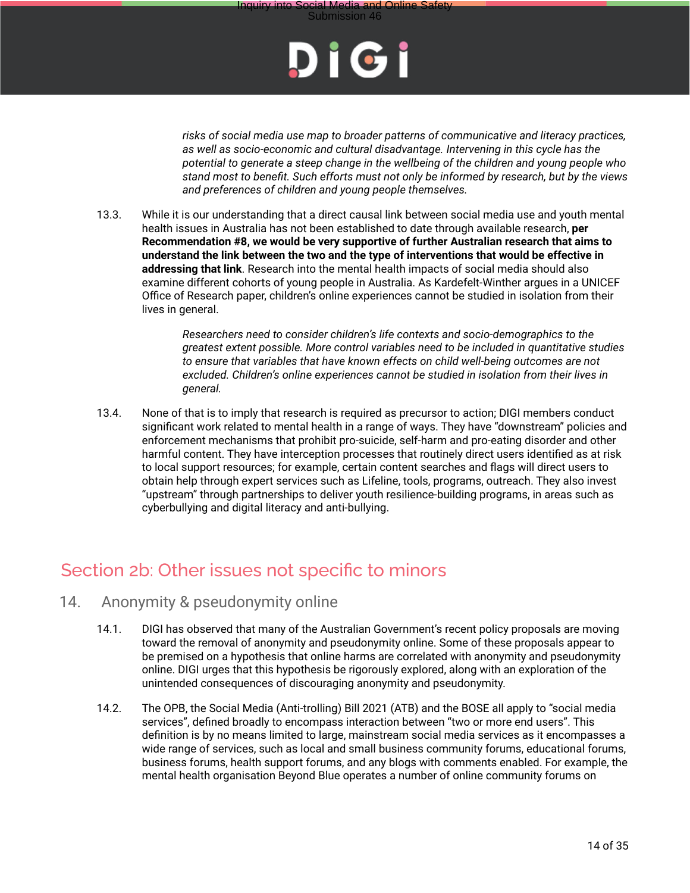> *risks of social media use map to broader patterns of communicative and literacy practices, as well as socio-economic and cultural disadvantage. Intervening in this cycle has the potential to generate a steep change in the wellbeing of the children and young people who stand most to benefit. Such efforts must not only be informed by research, but by the views and preferences of children and young people themselves.*

13.3. While it is our understanding that a direct causal link between social media use and youth mental health issues in Australia has not been established to date through available research, **per Recommendation #8, we would be very supportive of further Australian research that aims to understand the link between the two and the type of interventions that would be effective in addressing that link**. Research into the mental health impacts of social media should also examine different cohorts of young people in Australia. As Kardefelt-Winther argues in a UNICEF Office of Research paper, children's online experiences cannot be studied in isolation from their lives in general.

> *Researchers need to consider children's life contexts and socio-demographics to the greatest extent possible. More control variables need to be included in quantitative studies to ensure that variables that have known effects on child well-being outcomes are not excluded. Children's online experiences cannot be studied in isolation from their lives in general.*

13.4. None of that is to imply that research is required as precursor to action; DIGI members conduct significant work related to mental health in a range of ways. They have "downstream" policies and enforcement mechanisms that prohibit pro-suicide, self-harm and pro-eating disorder and other harmful content. They have interception processes that routinely direct users identified as at risk to local support resources; for example, certain content searches and flags will direct users to obtain help through expert services such as Lifeline, tools, programs, outreach. They also invest "upstream" through partnerships to deliver youth resilience-building programs, in areas such as cyberbullying and digital literacy and anti-bullying.

## Section 2b: Other issues not specific to minors

### 14. Anonymity & pseudonymity online

14.1. DIGI has observed that many of the Australian Government's recent policy proposals are moving toward the removal of anonymity and pseudonymity online. Some of these proposals appear to be premised on a hypothesis that online harms are correlated with anonymity and pseudonymity online. DIGI urges that this hypothesis be rigorously explored, along with an exploration of the unintended consequences of discouraging anonymity and pseudonymity.

14.2. The OPB, the Social Media (Anti-trolling) Bill 2021 (ATB) and the BOSE all apply to "social media services", defined broadly to encompass interaction between "two or more end users". This definition is by no means limited to large, mainstream social media services as it encompasses a wide range of services, such as local and small business community forums, educational forums, business forums, health support forums, and any blogs with comments enabled. For example, the mental health organisation Beyond Blue operates a number of online community forums on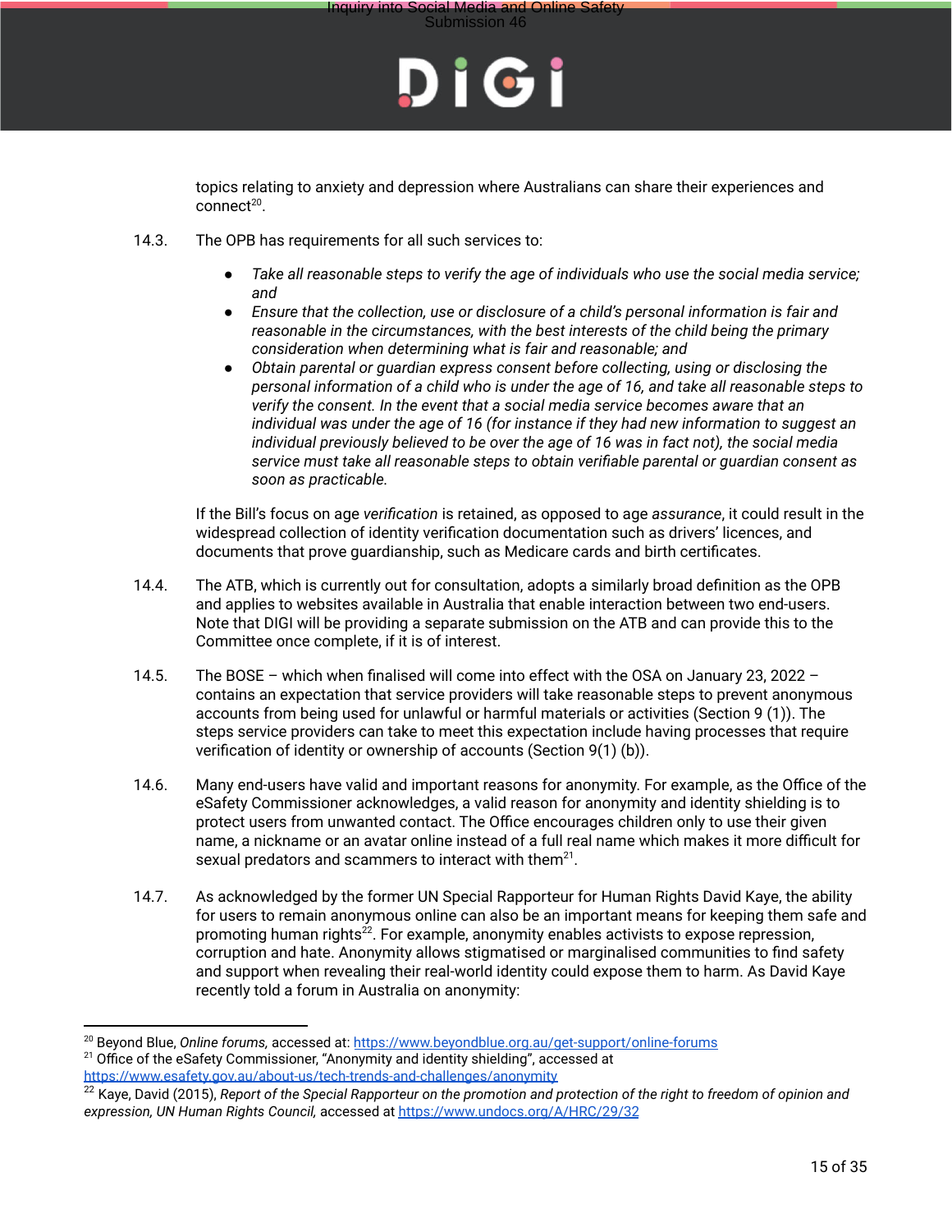topics relating to anxiety and depression where Australians can share their experiences and connect[20].

14.3. The OPB has requirements for all such services to:

- *Take all reasonable steps to verify the age of individuals who use the social media service; and*
- *Ensure that the collection, use or disclosure of a child's personal information is fair and reasonable in the circumstances, with the best interests of the child being the primary consideration when determining what is fair and reasonable; and*
- *Obtain parental or guardian express consent before collecting, using or disclosing the personal information of a child who is under the age of 16, and take all reasonable steps to verify the consent. In the event that a social media service becomes aware that an individual was under the age of 16 (for instance if they had new information to suggest an individual previously believed to be over the age of 16 was in fact not), the social media service must take all reasonable steps to obtain verifiable parental or guardian consent as soon as practicable.*

If the Bill's focus on age *verification* is retained, as opposed to age *assurance*, it could result in the widespread collection of identity verification documentation such as drivers' licences, and documents that prove guardianship, such as Medicare cards and birth certificates.

14.4. The ATB, which is currently out for consultation, adopts a similarly broad definition as the OPB and applies to websites available in Australia that enable interaction between two end-users. Note that DIGI will be providing a separate submission on the ATB and can provide this to the Committee once complete, if it is of interest.

14.5. The BOSE – which when finalised will come into effect with the OSA on January 23, 2022 – contains an expectation that service providers will take reasonable steps to prevent anonymous accounts from being used for unlawful or harmful materials or activities (Section 9 (1)). The steps service providers can take to meet this expectation include having processes that require verification of identity or ownership of accounts (Section 9(1) (b)).

14.6. Many end-users have valid and important reasons for anonymity. For example, as the Office of the eSafety Commissioner acknowledges, a valid reason for anonymity and identity shielding is to protect users from unwanted contact. The Office encourages children only to use their given name, a nickname or an avatar online instead of a full real name which makes it more difficult for sexual predators and scammers to interact with them[21].

14.7. As acknowledged by the former UN Special Rapporteur for Human Rights David Kaye, the ability for users to remain anonymous online can also be an important means for keeping them safe and promoting human rights[22]. For example, anonymity enables activists to expose repression, corruption and hate. Anonymity allows stigmatised or marginalised communities to find safety and support when revealing their real-world identity could expose them to harm. As David Kaye recently told a forum in Australia on anonymity:

---

[20] Beyond Blue, *Online forums,* accessed at: https://www.beyondblue.org.au/get-support/online-forums

[21] Office of the eSafety Commissioner, "Anonymity and identity shielding", accessed at https://www.esafety.gov.au/about-us/tech-trends-and-challenges/anonymity

[22] Kaye, David (2015), *Report of the Special Rapporteur on the promotion and protection of the right to freedom of opinion and expression, UN Human Rights Council,* accessed at https://www.undocs.org/A/HRC/29/32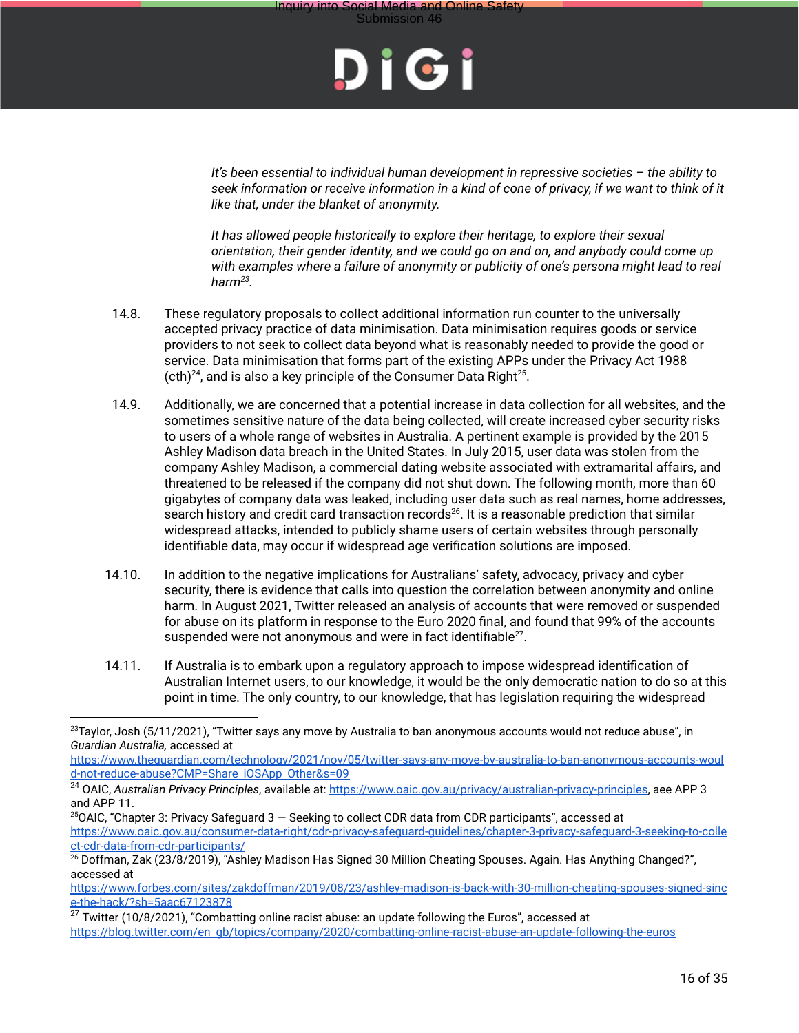> *It's been essential to individual human development in repressive societies – the ability to seek information or receive information in a kind of cone of privacy, if we want to think of it like that, under the blanket of anonymity.*
>
> *It has allowed people historically to explore their heritage, to explore their sexual orientation, their gender identity, and we could go on and on, and anybody could come up with examples where a failure of anonymity or publicity of one's persona might lead to real harm*[23].

14.8. These regulatory proposals to collect additional information run counter to the universally accepted privacy practice of data minimisation. Data minimisation requires goods or service providers to not seek to collect data beyond what is reasonably needed to provide the good or service. Data minimisation that forms part of the existing APPs under the Privacy Act 1988 (cth)[24], and is also a key principle of the Consumer Data Right[25].

14.9. Additionally, we are concerned that a potential increase in data collection for all websites, and the sometimes sensitive nature of the data being collected, will create increased cyber security risks to users of a whole range of websites in Australia. A pertinent example is provided by the 2015 Ashley Madison data breach in the United States. In July 2015, user data was stolen from the company Ashley Madison, a commercial dating website associated with extramarital affairs, and threatened to be released if the company did not shut down. The following month, more than 60 gigabytes of company data was leaked, including user data such as real names, home addresses, search history and credit card transaction records[26]. It is a reasonable prediction that similar widespread attacks, intended to publicly shame users of certain websites through personally identifiable data, may occur if widespread age verification solutions are imposed.

14.10. In addition to the negative implications for Australians' safety, advocacy, privacy and cyber security, there is evidence that calls into question the correlation between anonymity and online harm. In August 2021, Twitter released an analysis of accounts that were removed or suspended for abuse on its platform in response to the Euro 2020 final, and found that 99% of the accounts suspended were not anonymous and were in fact identifiable[27].

14.11. If Australia is to embark upon a regulatory approach to impose widespread identification of Australian Internet users, to our knowledge, it would be the only democratic nation to do so at this point in time. The only country, to our knowledge, that has legislation requiring the widespread

---

[23] Taylor, Josh (5/11/2021), "Twitter says any move by Australia to ban anonymous accounts would not reduce abuse", in *Guardian Australia,* accessed at https://www.theguardian.com/technology/2021/nov/05/twitter-says-any-move-by-australia-to-ban-anonymous-accounts-would-not-reduce-abuse?CMP=Share_iOSApp_Other&s=09

[24] OAIC, *Australian Privacy Principles*, available at: https://www.oaic.gov.au/privacy/australian-privacy-principles, aee APP 3 and APP 11.

[25] OAIC, "Chapter 3: Privacy Safeguard 3 — Seeking to collect CDR data from CDR participants", accessed at https://www.oaic.gov.au/consumer-data-right/cdr-privacy-safeguard-guidelines/chapter-3-privacy-safeguard-3-seeking-to-collect-cdr-data-from-cdr-participants/

[26] Doffman, Zak (23/8/2019), "Ashley Madison Has Signed 30 Million Cheating Spouses. Again. Has Anything Changed?", accessed at https://www.forbes.com/sites/zakdoffman/2019/08/23/ashley-madison-is-back-with-30-million-cheating-spouses-signed-since-the-hack/?sh=5aac67123878

[27] Twitter (10/8/2021), "Combatting online racist abuse: an update following the Euros", accessed at https://blog.twitter.com/en_gb/topics/company/2020/combatting-online-racist-abuse-an-update-following-the-euros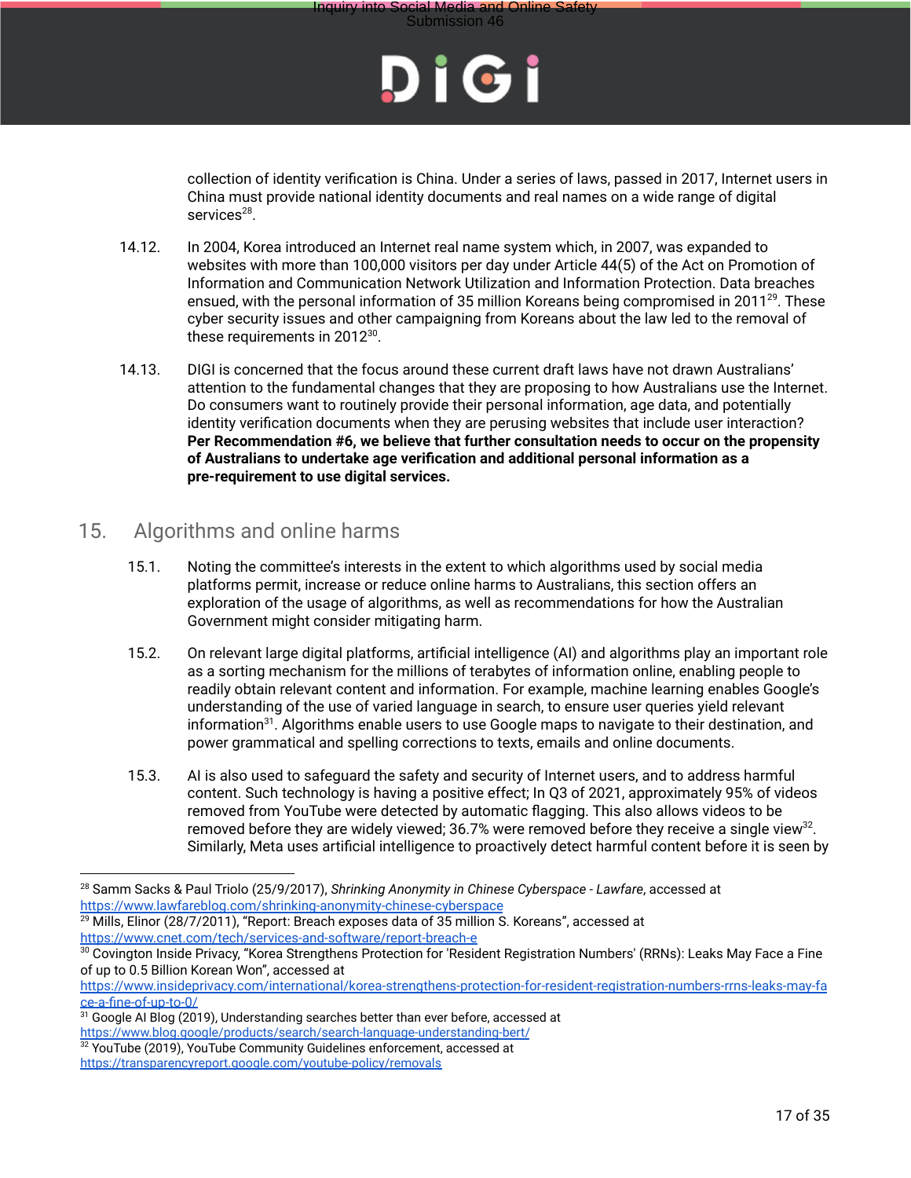collection of identity verification is China. Under a series of laws, passed in 2017, Internet users in China must provide national identity documents and real names on a wide range of digital services[28].

14.12. In 2004, Korea introduced an Internet real name system which, in 2007, was expanded to websites with more than 100,000 visitors per day under Article 44(5) of the Act on Promotion of Information and Communication Network Utilization and Information Protection. Data breaches ensued, with the personal information of 35 million Koreans being compromised in 2011[29]. These cyber security issues and other campaigning from Koreans about the law led to the removal of these requirements in 2012[30].

14.13. DIGI is concerned that the focus around these current draft laws have not drawn Australians' attention to the fundamental changes that they are proposing to how Australians use the Internet. Do consumers want to routinely provide their personal information, age data, and potentially identity verification documents when they are perusing websites that include user interaction? **Per Recommendation #6, we believe that further consultation needs to occur on the propensity of Australians to undertake age verification and additional personal information as a pre-requirement to use digital services.**

## 15. Algorithms and online harms

15.1. Noting the committee's interests in the extent to which algorithms used by social media platforms permit, increase or reduce online harms to Australians, this section offers an exploration of the usage of algorithms, as well as recommendations for how the Australian Government might consider mitigating harm.

15.2. On relevant large digital platforms, artificial intelligence (AI) and algorithms play an important role as a sorting mechanism for the millions of terabytes of information online, enabling people to readily obtain relevant content and information. For example, machine learning enables Google's understanding of the use of varied language in search, to ensure user queries yield relevant information[31]. Algorithms enable users to use Google maps to navigate to their destination, and power grammatical and spelling corrections to texts, emails and online documents.

15.3. AI is also used to safeguard the safety and security of Internet users, and to address harmful content. Such technology is having a positive effect; In Q3 of 2021, approximately 95% of videos removed from YouTube were detected by automatic flagging. This also allows videos to be removed before they are widely viewed; 36.7% were removed before they receive a single view[32]. Similarly, Meta uses artificial intelligence to proactively detect harmful content before it is seen by

---

[28] Samm Sacks & Paul Triolo (25/9/2017), *Shrinking Anonymity in Chinese Cyberspace - Lawfare*, accessed at https://www.lawfareblog.com/shrinking-anonymity-chinese-cyberspace

[29] Mills, Elinor (28/7/2011), "Report: Breach exposes data of 35 million S. Koreans", accessed at https://www.cnet.com/tech/services-and-software/report-breach-e

[30] Covington Inside Privacy, "Korea Strengthens Protection for 'Resident Registration Numbers' (RRNs): Leaks May Face a Fine of up to 0.5 Billion Korean Won", accessed at https://www.insideprivacy.com/international/korea-strengthens-protection-for-resident-registration-numbers-rrns-leaks-may-face-a-fine-of-up-to-0/

[31] Google AI Blog (2019), Understanding searches better than ever before, accessed at https://www.blog.google/products/search/search-language-understanding-bert/

[32] YouTube (2019), YouTube Community Guidelines enforcement, accessed at https://transparencyreport.google.com/youtube-policy/removals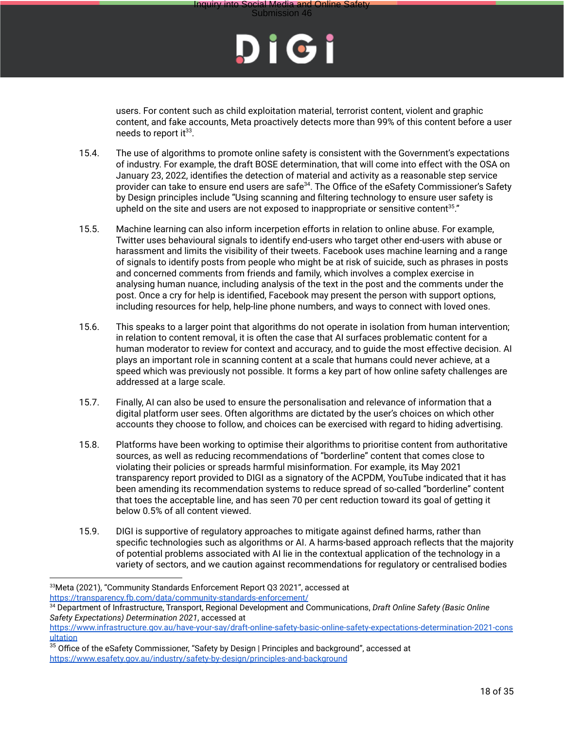users. For content such as child exploitation material, terrorist content, violent and graphic content, and fake accounts, Meta proactively detects more than 99% of this content before a user needs to report it[33].

15.4. The use of algorithms to promote online safety is consistent with the Government's expectations of industry. For example, the draft BOSE determination, that will come into effect with the OSA on January 23, 2022, identifies the detection of material and activity as a reasonable step service provider can take to ensure end users are safe[34]. The Office of the eSafety Commissioner's Safety by Design principles include "Using scanning and filtering technology to ensure user safety is upheld on the site and users are not exposed to inappropriate or sensitive content[35]."

15.5. Machine learning can also inform incerpetion efforts in relation to online abuse. For example, Twitter uses behavioural signals to identify end-users who target other end-users with abuse or harassment and limits the visibility of their tweets. Facebook uses machine learning and a range of signals to identify posts from people who might be at risk of suicide, such as phrases in posts and concerned comments from friends and family, which involves a complex exercise in analysing human nuance, including analysis of the text in the post and the comments under the post. Once a cry for help is identified, Facebook may present the person with support options, including resources for help, help-line phone numbers, and ways to connect with loved ones.

15.6. This speaks to a larger point that algorithms do not operate in isolation from human intervention; in relation to content removal, it is often the case that AI surfaces problematic content for a human moderator to review for context and accuracy, and to guide the most effective decision. AI plays an important role in scanning content at a scale that humans could never achieve, at a speed which was previously not possible. It forms a key part of how online safety challenges are addressed at a large scale.

15.7. Finally, AI can also be used to ensure the personalisation and relevance of information that a digital platform user sees. Often algorithms are dictated by the user's choices on which other accounts they choose to follow, and choices can be exercised with regard to hiding advertising.

15.8. Platforms have been working to optimise their algorithms to prioritise content from authoritative sources, as well as reducing recommendations of "borderline" content that comes close to violating their policies or spreads harmful misinformation. For example, its May 2021 transparency report provided to DIGI as a signatory of the ACPDM, YouTube indicated that it has been amending its recommendation systems to reduce spread of so-called "borderline" content that toes the acceptable line, and has seen 70 per cent reduction toward its goal of getting it below 0.5% of all content viewed.

15.9. DIGI is supportive of regulatory approaches to mitigate against defined harms, rather than specific technologies such as algorithms or AI. A harms-based approach reflects that the majority of potential problems associated with AI lie in the contextual application of the technology in a variety of sectors, and we caution against recommendations for regulatory or centralised bodies

---

[33] Meta (2021), "Community Standards Enforcement Report Q3 2021", accessed at https://transparency.fb.com/data/community-standards-enforcement/

[34] Department of Infrastructure, Transport, Regional Development and Communications, *Draft Online Safety (Basic Online Safety Expectations) Determination 2021*, accessed at https://www.infrastructure.gov.au/have-your-say/draft-online-safety-basic-online-safety-expectations-determination-2021-consultation

[35] Office of the eSafety Commissioner, "Safety by Design | Principles and background", accessed at https://www.esafety.gov.au/industry/safety-by-design/principles-and-background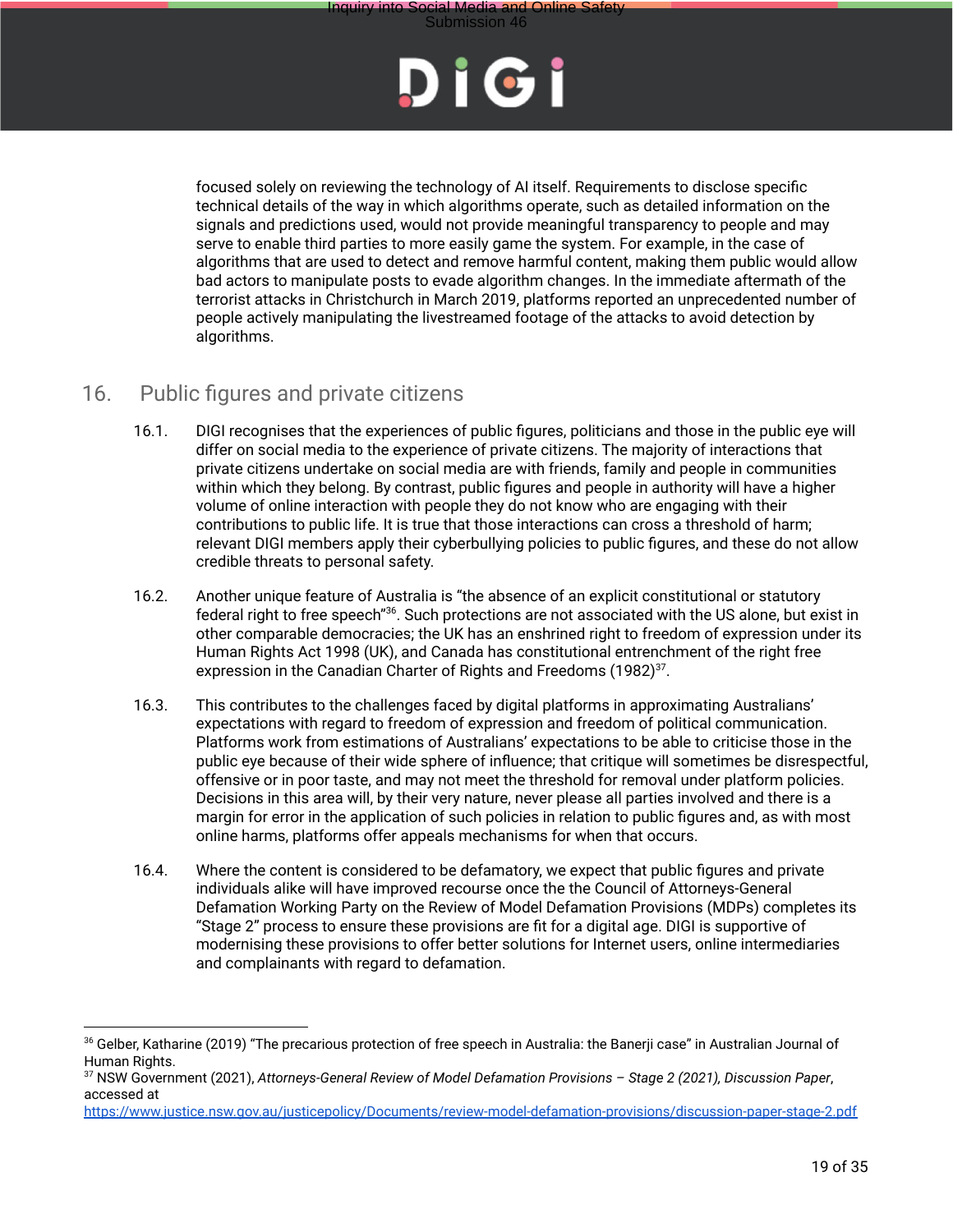focused solely on reviewing the technology of AI itself. Requirements to disclose specific technical details of the way in which algorithms operate, such as detailed information on the signals and predictions used, would not provide meaningful transparency to people and may serve to enable third parties to more easily game the system. For example, in the case of algorithms that are used to detect and remove harmful content, making them public would allow bad actors to manipulate posts to evade algorithm changes. In the immediate aftermath of the terrorist attacks in Christchurch in March 2019, platforms reported an unprecedented number of people actively manipulating the livestreamed footage of the attacks to avoid detection by algorithms.

## 16. Public figures and private citizens

16.1. DIGI recognises that the experiences of public figures, politicians and those in the public eye will differ on social media to the experience of private citizens. The majority of interactions that private citizens undertake on social media are with friends, family and people in communities within which they belong. By contrast, public figures and people in authority will have a higher volume of online interaction with people they do not know who are engaging with their contributions to public life. It is true that those interactions can cross a threshold of harm; relevant DIGI members apply their cyberbullying policies to public figures, and these do not allow credible threats to personal safety.

16.2. Another unique feature of Australia is "the absence of an explicit constitutional or statutory federal right to free speech"[36]. Such protections are not associated with the US alone, but exist in other comparable democracies; the UK has an enshrined right to freedom of expression under its Human Rights Act 1998 (UK), and Canada has constitutional entrenchment of the right free expression in the Canadian Charter of Rights and Freedoms (1982)[37].

16.3. This contributes to the challenges faced by digital platforms in approximating Australians' expectations with regard to freedom of expression and freedom of political communication. Platforms work from estimations of Australians' expectations to be able to criticise those in the public eye because of their wide sphere of influence; that critique will sometimes be disrespectful, offensive or in poor taste, and may not meet the threshold for removal under platform policies. Decisions in this area will, by their very nature, never please all parties involved and there is a margin for error in the application of such policies in relation to public figures and, as with most online harms, platforms offer appeals mechanisms for when that occurs.

16.4. Where the content is considered to be defamatory, we expect that public figures and private individuals alike will have improved recourse once the the Council of Attorneys-General Defamation Working Party on the Review of Model Defamation Provisions (MDPs) completes its "Stage 2" process to ensure these provisions are fit for a digital age. DIGI is supportive of modernising these provisions to offer better solutions for Internet users, online intermediaries and complainants with regard to defamation.

---

[36] Gelber, Katharine (2019) "The precarious protection of free speech in Australia: the Banerji case" in Australian Journal of Human Rights.

[37] NSW Government (2021), *Attorneys-General Review of Model Defamation Provisions – Stage 2 (2021), Discussion Paper*, accessed at https://www.justice.nsw.gov.au/justicepolicy/Documents/review-model-defamation-provisions/discussion-paper-stage-2.pdf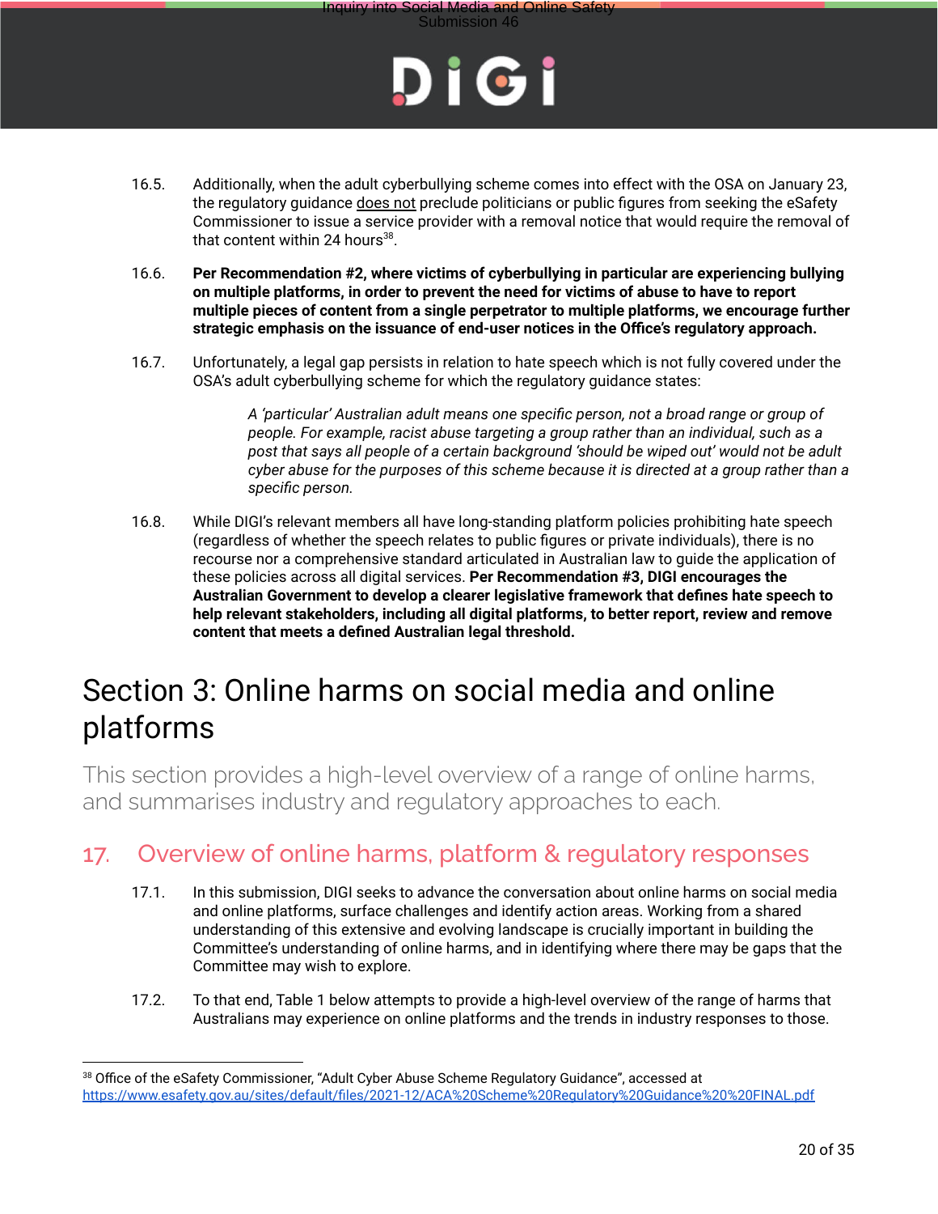16.5. Additionally, when the adult cyberbullying scheme comes into effect with the OSA on January 23, the regulatory guidance does not preclude politicians or public figures from seeking the eSafety Commissioner to issue a service provider with a removal notice that would require the removal of that content within 24 hours[38].

16.6. **Per Recommendation #2, where victims of cyberbullying in particular are experiencing bullying on multiple platforms, in order to prevent the need for victims of abuse to have to report multiple pieces of content from a single perpetrator to multiple platforms, we encourage further strategic emphasis on the issuance of end-user notices in the Office's regulatory approach.**

16.7. Unfortunately, a legal gap persists in relation to hate speech which is not fully covered under the OSA's adult cyberbullying scheme for which the regulatory guidance states:

> *A 'particular' Australian adult means one specific person, not a broad range or group of people. For example, racist abuse targeting a group rather than an individual, such as a post that says all people of a certain background 'should be wiped out' would not be adult cyber abuse for the purposes of this scheme because it is directed at a group rather than a specific person.*

16.8. While DIGI's relevant members all have long-standing platform policies prohibiting hate speech (regardless of whether the speech relates to public figures or private individuals), there is no recourse nor a comprehensive standard articulated in Australian law to guide the application of these policies across all digital services. **Per Recommendation #3, DIGI encourages the Australian Government to develop a clearer legislative framework that defines hate speech to help relevant stakeholders, including all digital platforms, to better report, review and remove content that meets a defined Australian legal threshold.**

# Section 3: Online harms on social media and online platforms

This section provides a high-level overview of a range of online harms, and summarises industry and regulatory approaches to each.

## 17. Overview of online harms, platform & regulatory responses

17.1. In this submission, DIGI seeks to advance the conversation about online harms on social media and online platforms, surface challenges and identify action areas. Working from a shared understanding of this extensive and evolving landscape is crucially important in building the Committee's understanding of online harms, and in identifying where there may be gaps that the Committee may wish to explore.

17.2. To that end, Table 1 below attempts to provide a high-level overview of the range of harms that Australians may experience on online platforms and the trends in industry responses to those.

---

[38] Office of the eSafety Commissioner, "Adult Cyber Abuse Scheme Regulatory Guidance", accessed at https://www.esafety.gov.au/sites/default/files/2021-12/ACA%20Scheme%20Regulatory%20Guidance%20%20FINAL.pdf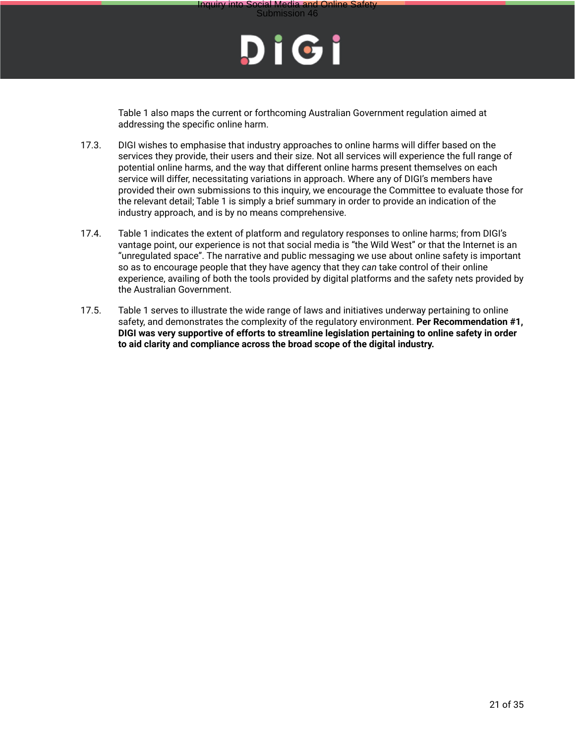Table 1 also maps the current or forthcoming Australian Government regulation aimed at addressing the specific online harm.

17.3. DIGI wishes to emphasise that industry approaches to online harms will differ based on the services they provide, their users and their size. Not all services will experience the full range of potential online harms, and the way that different online harms present themselves on each service will differ, necessitating variations in approach. Where any of DIGI's members have provided their own submissions to this inquiry, we encourage the Committee to evaluate those for the relevant detail; Table 1 is simply a brief summary in order to provide an indication of the industry approach, and is by no means comprehensive.

17.4. Table 1 indicates the extent of platform and regulatory responses to online harms; from DIGI's vantage point, our experience is not that social media is "the Wild West" or that the Internet is an "unregulated space". The narrative and public messaging we use about online safety is important so as to encourage people that they have agency that they *can* take control of their online experience, availing of both the tools provided by digital platforms and the safety nets provided by the Australian Government.

17.5. Table 1 serves to illustrate the wide range of laws and initiatives underway pertaining to online safety, and demonstrates the complexity of the regulatory environment. **Per Recommendation #1, DIGI was very supportive of efforts to streamline legislation pertaining to online safety in order to aid clarity and compliance across the broad scope of the digital industry.**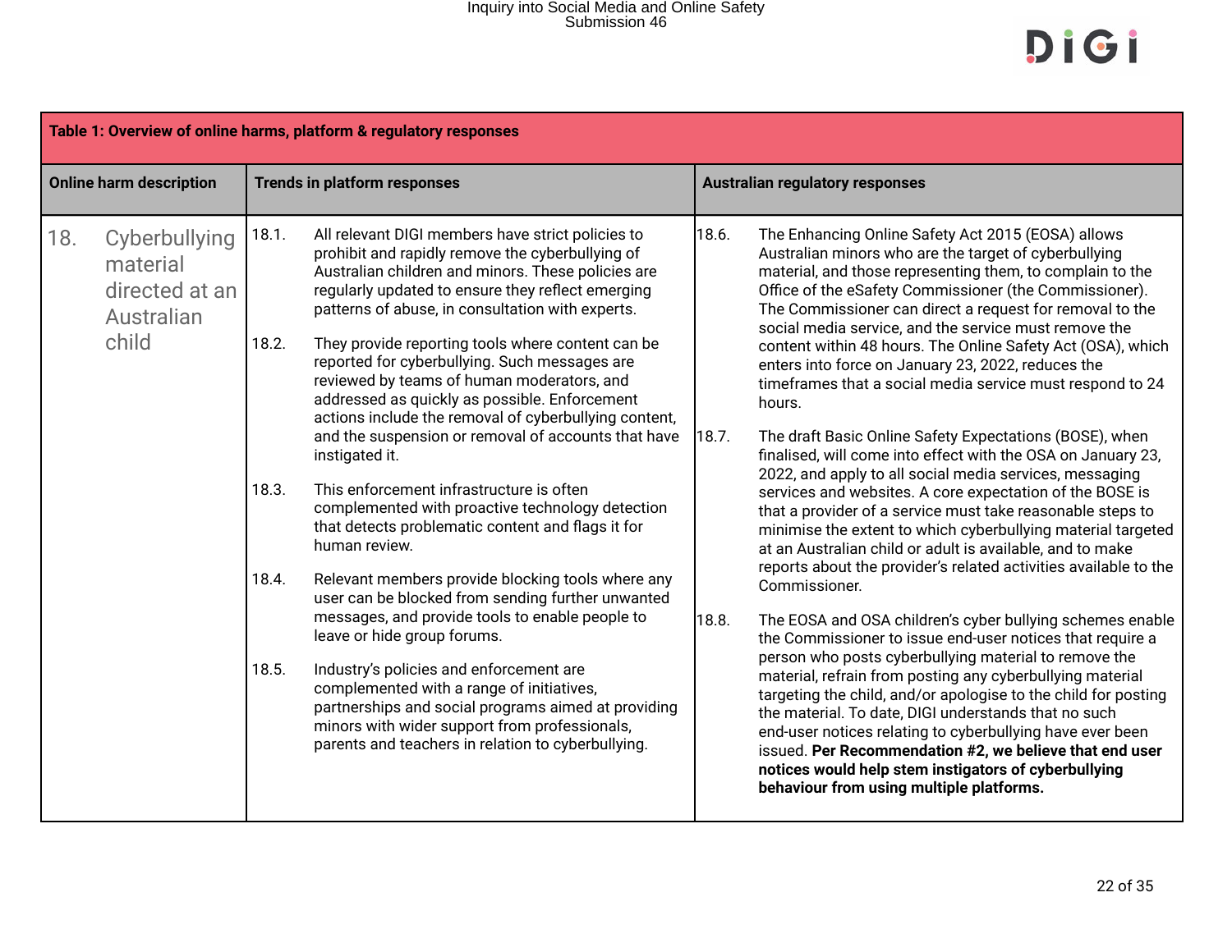| Table 1: Overview of online harms, platform & regulatory responses | | |
|---|---|---|
| **Online harm description** | **Trends in platform responses** | **Australian regulatory responses** |
| 18. Cyberbullying material directed at an Australian child | 18.1. All relevant DIGI members have strict policies to prohibit and rapidly remove the cyberbullying of Australian children and minors. These policies are regularly updated to ensure they reflect emerging patterns of abuse, in consultation with experts.<br><br>18.2. They provide reporting tools where content can be reported for cyberbullying. Such messages are reviewed by teams of human moderators, and addressed as quickly as possible. Enforcement actions include the removal of cyberbullying content, and the suspension or removal of accounts that have instigated it.<br><br>18.3. This enforcement infrastructure is often complemented with proactive technology detection that detects problematic content and flags it for human review.<br><br>18.4. Relevant members provide blocking tools where any user can be blocked from sending further unwanted messages, and provide tools to enable people to leave or hide group forums.<br><br>18.5. Industry's policies and enforcement are complemented with a range of initiatives, partnerships and social programs aimed at providing minors with wider support from professionals, parents and teachers in relation to cyberbullying. | 18.6. The Enhancing Online Safety Act 2015 (EOSA) allows Australian minors who are the target of cyberbullying material, and those representing them, to complain to the Office of the eSafety Commissioner (the Commissioner). The Commissioner can direct a request for removal to the social media service, and the service must remove the content within 48 hours. The Online Safety Act (OSA), which enters into force on January 23, 2022, reduces the timeframes that a social media service must respond to 24 hours.<br><br>18.7. The draft Basic Online Safety Expectations (BOSE), when finalised, will come into effect with the OSA on January 23, 2022, and apply to all social media services, messaging services and websites. A core expectation of the BOSE is that a provider of a service must take reasonable steps to minimise the extent to which cyberbullying material targeted at an Australian child or adult is available, and to make reports about the provider's related activities available to the Commissioner.<br><br>18.8. The EOSA and OSA children's cyber bullying schemes enable the Commissioner to issue end-user notices that require a person who posts cyberbullying material to remove the material, refrain from posting any cyberbullying material targeting the child, and/or apologise to the child for posting the material. To date, DIGI understands that no such end-user notices relating to cyberbullying have ever been issued. **Per Recommendation #2, we believe that end user notices would help stem instigators of cyberbullying behaviour from using multiple platforms.** |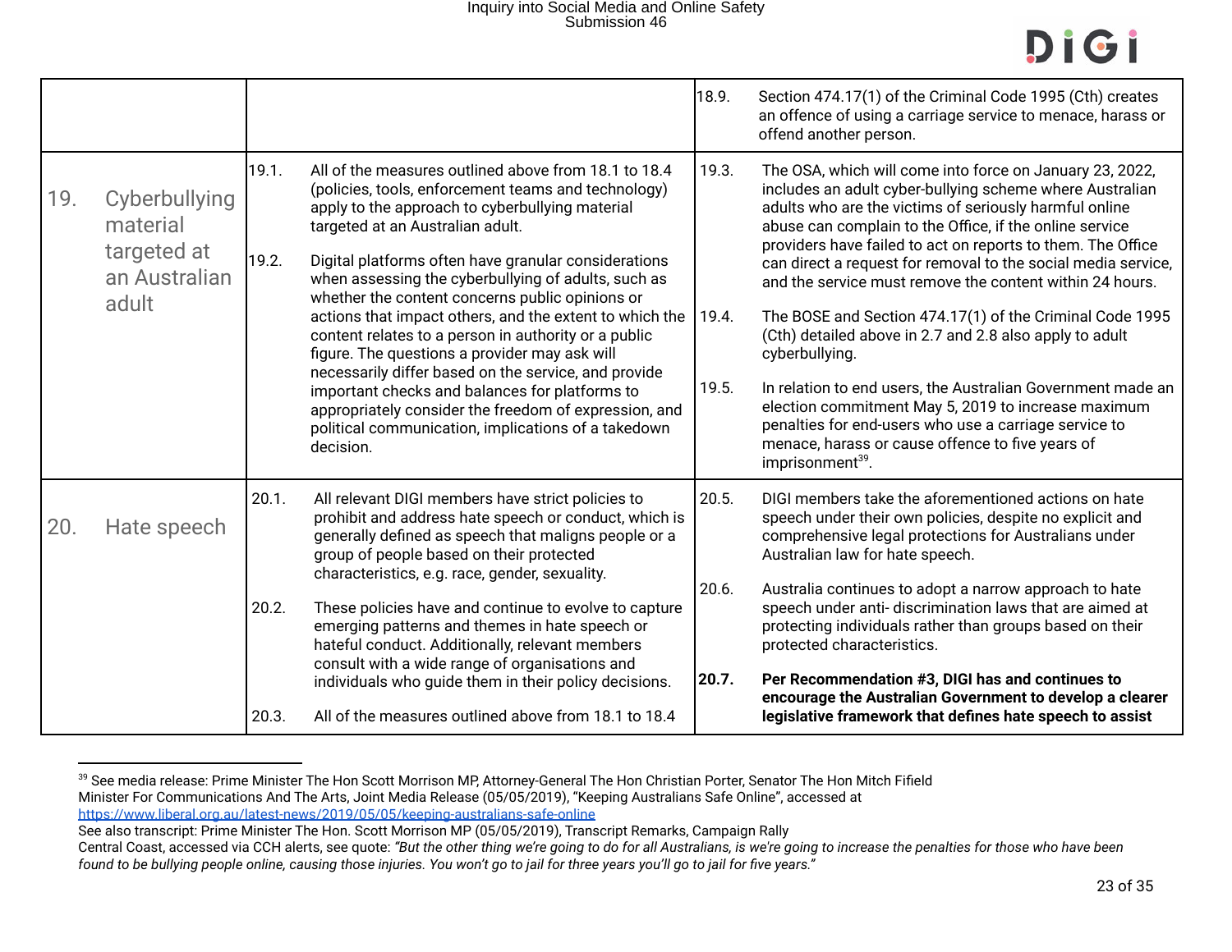| | | |
|---|---|---|
| | | 18.9. Section 474.17(1) of the Criminal Code 1995 (Cth) creates an offence of using a carriage service to menace, harass or offend another person. |
| 19. Cyberbullying material targeted at an Australian adult | 19.1. All of the measures outlined above from 18.1 to 18.4 (policies, tools, enforcement teams and technology) apply to the approach to cyberbullying material targeted at an Australian adult.<br><br>19.2. Digital platforms often have granular considerations when assessing the cyberbullying of adults, such as whether the content concerns public opinions or actions that impact others, and the extent to which the content relates to a person in authority or a public figure. The questions a provider may ask will necessarily differ based on the service, and provide important checks and balances for platforms to appropriately consider the freedom of expression, and political communication, implications of a takedown decision. | 19.3. The OSA, which will come into force on January 23, 2022, includes an adult cyber-bullying scheme where Australian adults who are the victims of seriously harmful online abuse can complain to the Office, if the online service providers have failed to act on reports to them. The Office can direct a request for removal to the social media service, and the service must remove the content within 24 hours.<br><br>19.4. The BOSE and Section 474.17(1) of the Criminal Code 1995 (Cth) detailed above in 2.7 and 2.8 also apply to adult cyberbullying.<br><br>19.5. In relation to end users, the Australian Government made an election commitment May 5, 2019 to increase maximum penalties for end-users who use a carriage service to menace, harass or cause offence to five years of imprisonment[39]. |
| 20. Hate speech | 20.1. All relevant DIGI members have strict policies to prohibit and address hate speech or conduct, which is generally defined as speech that maligns people or a group of people based on their protected characteristics, e.g. race, gender, sexuality.<br><br>20.2. These policies have and continue to evolve to capture emerging patterns and themes in hate speech or hateful conduct. Additionally, relevant members consult with a wide range of organisations and individuals who guide them in their policy decisions.<br><br>20.3. All of the measures outlined above from 18.1 to 18.4 | 20.5. DIGI members take the aforementioned actions on hate speech under their own policies, despite no explicit and comprehensive legal protections for Australians under Australian law for hate speech.<br><br>20.6. Australia continues to adopt a narrow approach to hate speech under anti- discrimination laws that are aimed at protecting individuals rather than groups based on their protected characteristics.<br><br>**20.7. Per Recommendation #3, DIGI has and continues to encourage the Australian Government to develop a clearer legislative framework that defines hate speech to assist** |

[39] See media release: Prime Minister The Hon Scott Morrison MP, Attorney-General The Hon Christian Porter, Senator The Hon Mitch Fifield Minister For Communications And The Arts, Joint Media Release (05/05/2019), "Keeping Australians Safe Online", accessed at https://www.liberal.org.au/latest-news/2019/05/05/keeping-australians-safe-online
See also transcript: Prime Minister The Hon. Scott Morrison MP (05/05/2019), Transcript Remarks, Campaign Rally Central Coast, accessed via CCH alerts, see quote: *"But the other thing we're going to do for all Australians, is we're going to increase the penalties for those who have been found to be bullying people online, causing those injuries. You won't go to jail for three years you'll go to jail for five years."*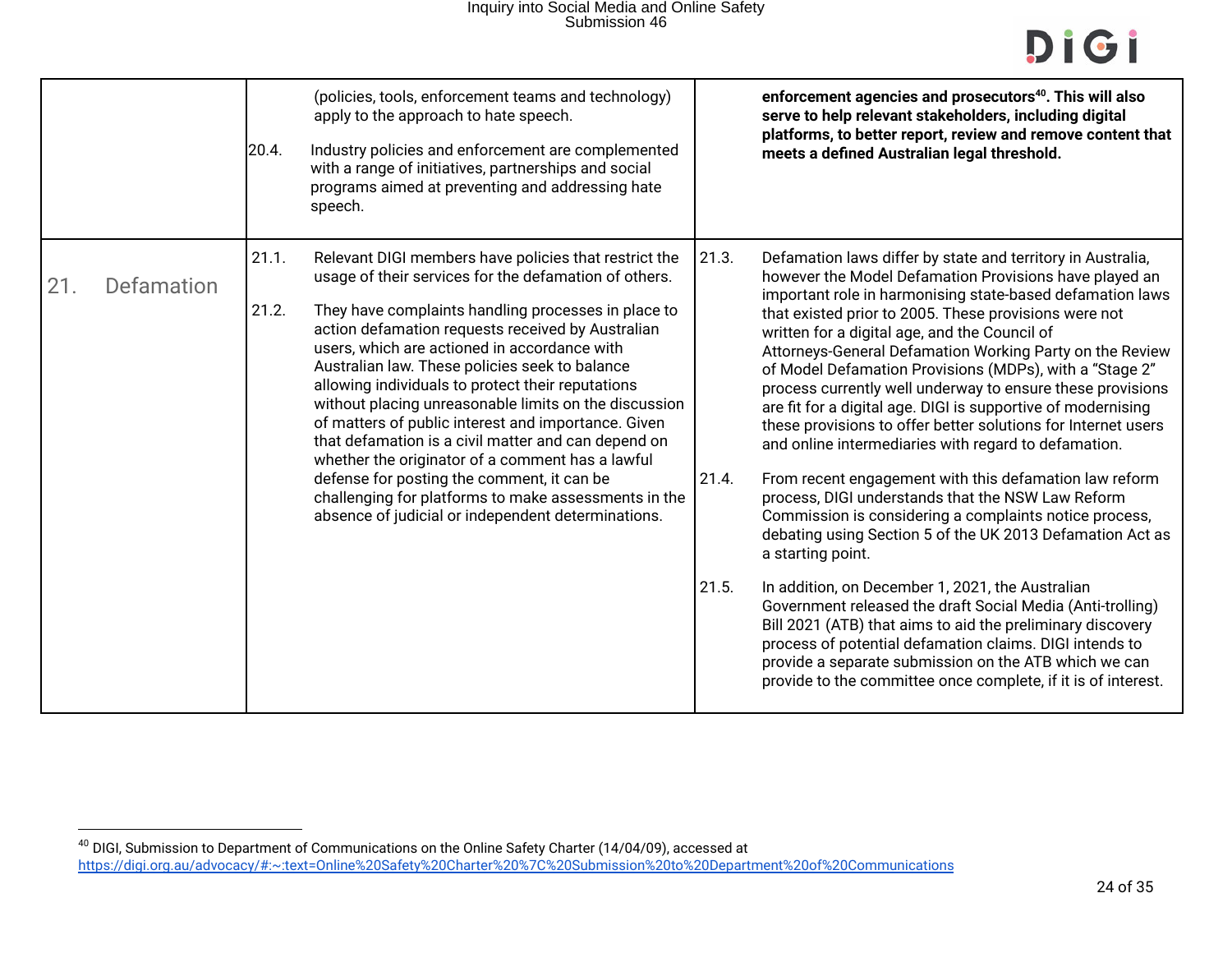| | | |
|---|---|---|
| | (policies, tools, enforcement teams and technology) apply to the approach to hate speech.<br><br>20.4. Industry policies and enforcement are complemented with a range of initiatives, partnerships and social programs aimed at preventing and addressing hate speech. | **enforcement agencies and prosecutors[40]. This will also serve to help relevant stakeholders, including digital platforms, to better report, review and remove content that meets a defined Australian legal threshold.** |
| 21. Defamation | 21.1. Relevant DIGI members have policies that restrict the usage of their services for the defamation of others.<br><br>21.2. They have complaints handling processes in place to action defamation requests received by Australian users, which are actioned in accordance with Australian law. These policies seek to balance allowing individuals to protect their reputations without placing unreasonable limits on the discussion of matters of public interest and importance. Given that defamation is a civil matter and can depend on whether the originator of a comment has a lawful defense for posting the comment, it can be challenging for platforms to make assessments in the absence of judicial or independent determinations. | 21.3. Defamation laws differ by state and territory in Australia, however the Model Defamation Provisions have played an important role in harmonising state-based defamation laws that existed prior to 2005. These provisions were not written for a digital age, and the Council of Attorneys-General Defamation Working Party on the Review of Model Defamation Provisions (MDPs), with a "Stage 2" process currently well underway to ensure these provisions are fit for a digital age. DIGI is supportive of modernising these provisions to offer better solutions for Internet users and online intermediaries with regard to defamation.<br><br>21.4. From recent engagement with this defamation law reform process, DIGI understands that the NSW Law Reform Commission is considering a complaints notice process, debating using Section 5 of the UK 2013 Defamation Act as a starting point.<br><br>21.5. In addition, on December 1, 2021, the Australian Government released the draft Social Media (Anti-trolling) Bill 2021 (ATB) that aims to aid the preliminary discovery process of potential defamation claims. DIGI intends to provide a separate submission on the ATB which we can provide to the committee once complete, if it is of interest. |

[40] DIGI, Submission to Department of Communications on the Online Safety Charter (14/04/09), accessed at https://digi.org.au/advocacy/#:~:text=Online%20Safety%20Charter%20%7C%20Submission%20to%20Department%20of%20Communications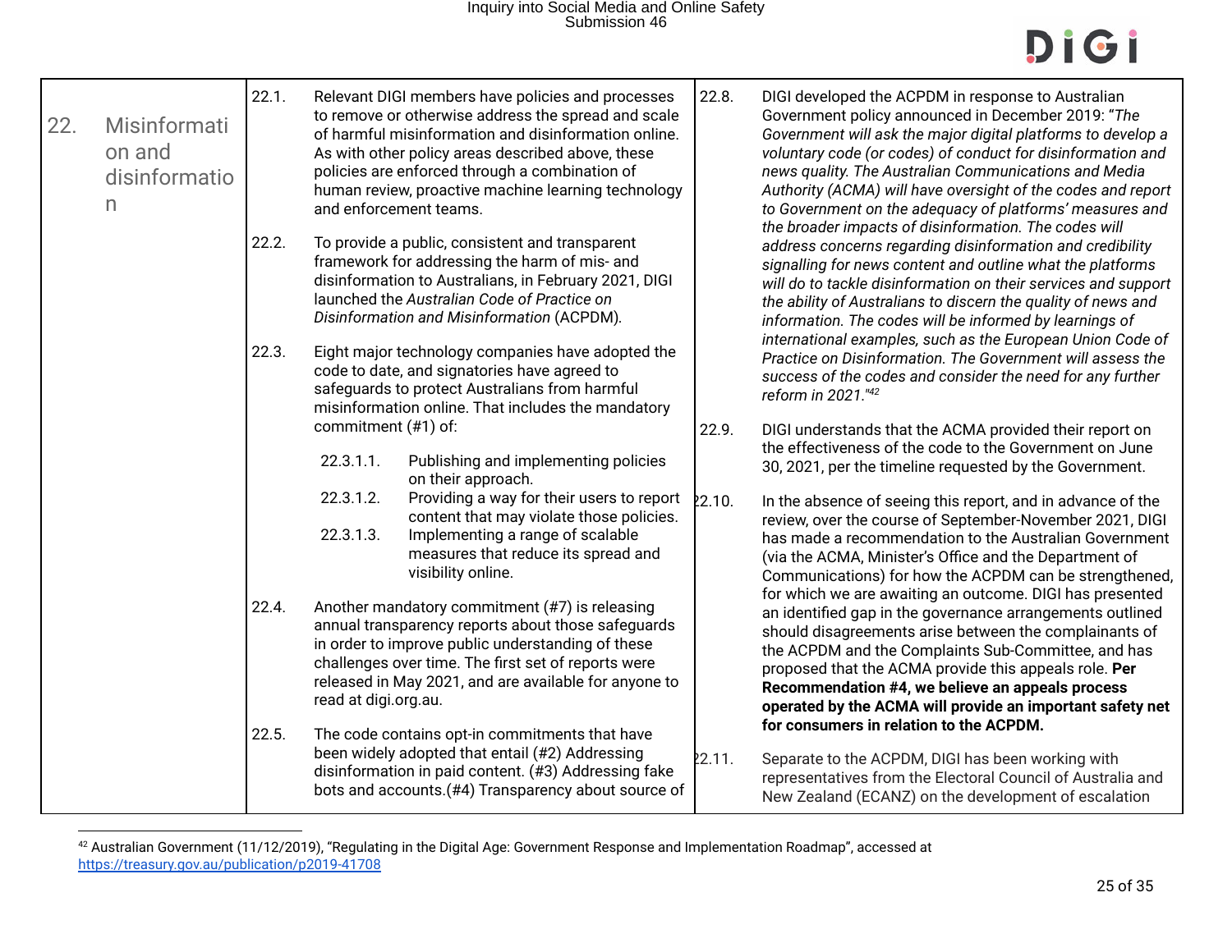## 22. Misinformation and disinformation

22.1. Relevant DIGI members have policies and processes to remove or otherwise address the spread and scale of harmful misinformation and disinformation online. As with other policy areas described above, these policies are enforced through a combination of human review, proactive machine learning technology and enforcement teams.

22.2. To provide a public, consistent and transparent framework for addressing the harm of mis- and disinformation to Australians, in February 2021, DIGI launched the *Australian Code of Practice on Disinformation and Misinformation* (ACPDM).

22.3. Eight major technology companies have adopted the code to date, and signatories have agreed to safeguards to protect Australians from harmful misinformation online. That includes the mandatory commitment (#1) of:

- 22.3.1.1. Publishing and implementing policies on their approach.
- 22.3.1.2. Providing a way for their users to report content that may violate those policies.
- 22.3.1.3. Implementing a range of scalable measures that reduce its spread and visibility online.

22.4. Another mandatory commitment (#7) is releasing annual transparency reports about those safeguards in order to improve public understanding of these challenges over time. The first set of reports were released in May 2021, and are available for anyone to read at digi.org.au.

22.5. The code contains opt-in commitments that have been widely adopted that entail (#2) Addressing disinformation in paid content. (#3) Addressing fake bots and accounts.(#4) Transparency about source of

22.8. DIGI developed the ACPDM in response to Australian Government policy announced in December 2019: "*The Government will ask the major digital platforms to develop a voluntary code (or codes) of conduct for disinformation and news quality. The Australian Communications and Media Authority (ACMA) will have oversight of the codes and report to Government on the adequacy of platforms' measures and the broader impacts of disinformation. The codes will address concerns regarding disinformation and credibility signalling for news content and outline what the platforms will do to tackle disinformation on their services and support the ability of Australians to discern the quality of news and information. The codes will be informed by learnings of international examples, such as the European Union Code of Practice on Disinformation. The Government will assess the success of the codes and consider the need for any further reform in 2021.*"[42]

22.9. DIGI understands that the ACMA provided their report on the effectiveness of the code to the Government on June 30, 2021, per the timeline requested by the Government.

22.10. In the absence of seeing this report, and in advance of the review, over the course of September-November 2021, DIGI has made a recommendation to the Australian Government (via the ACMA, Minister's Office and the Department of Communications) for how the ACPDM can be strengthened, for which we are awaiting an outcome. DIGI has presented an identified gap in the governance arrangements outlined should disagreements arise between the complainants of the ACPDM and the Complaints Sub-Committee, and has proposed that the ACMA provide this appeals role. **Per Recommendation #4, we believe an appeals process operated by the ACMA will provide an important safety net for consumers in relation to the ACPDM.**

22.11. Separate to the ACPDM, DIGI has been working with representatives from the Electoral Council of Australia and New Zealand (ECANZ) on the development of escalation

---

[42] Australian Government (11/12/2019), "Regulating in the Digital Age: Government Response and Implementation Roadmap", accessed at https://treasury.gov.au/publication/p2019-41708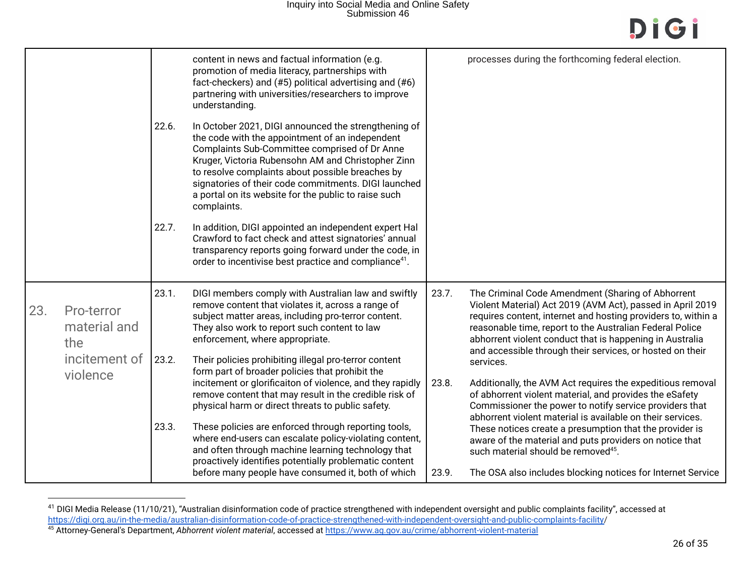| | | |
|---|---|---|
| | content in news and factual information (e.g. promotion of media literacy, partnerships with fact-checkers) and (#5) political advertising and (#6) partnering with universities/researchers to improve understanding.<br><br>22.6. In October 2021, DIGI announced the strengthening of the code with the appointment of an independent Complaints Sub-Committee comprised of Dr Anne Kruger, Victoria Rubensohn AM and Christopher Zinn to resolve complaints about possible breaches by signatories of their code commitments. DIGI launched a portal on its website for the public to raise such complaints.<br><br>22.7. In addition, DIGI appointed an independent expert Hal Crawford to fact check and attest signatories' annual transparency reports going forward under the code, in order to incentivise best practice and compliance[41]. | processes during the forthcoming federal election. |
| 23. Pro-terror material and the incitement of violence | 23.1. DIGI members comply with Australian law and swiftly remove content that violates it, across a range of subject matter areas, including pro-terror content. They also work to report such content to law enforcement, where appropriate.<br><br>23.2. Their policies prohibiting illegal pro-terror content form part of broader policies that prohibit the incitement or glorificaiton of violence, and they rapidly remove content that may result in the credible risk of physical harm or direct threats to public safety.<br><br>23.3. These policies are enforced through reporting tools, where end-users can escalate policy-violating content, and often through machine learning technology that proactively identifies potentially problematic content before many people have consumed it, both of which | 23.7. The Criminal Code Amendment (Sharing of Abhorrent Violent Material) Act 2019 (AVM Act), passed in April 2019 requires content, internet and hosting providers to, within a reasonable time, report to the Australian Federal Police abhorrent violent conduct that is happening in Australia and accessible through their services, or hosted on their services.<br><br>23.8. Additionally, the AVM Act requires the expeditious removal of abhorrent violent material, and provides the eSafety Commissioner the power to notify service providers that abhorrent violent material is available on their services. These notices create a presumption that the provider is aware of the material and puts providers on notice that such material should be removed[45].<br><br>23.9. The OSA also includes blocking notices for Internet Service |

[41] DIGI Media Release (11/10/21), "Australian disinformation code of practice strengthened with independent oversight and public complaints facility", accessed at https://digi.org.au/in-the-media/australian-disinformation-code-of-practice-strengthened-with-independent-oversight-and-public-complaints-facility/

[45] Attorney-General's Department, *Abhorrent violent material*, accessed at https://www.ag.gov.au/crime/abhorrent-violent-material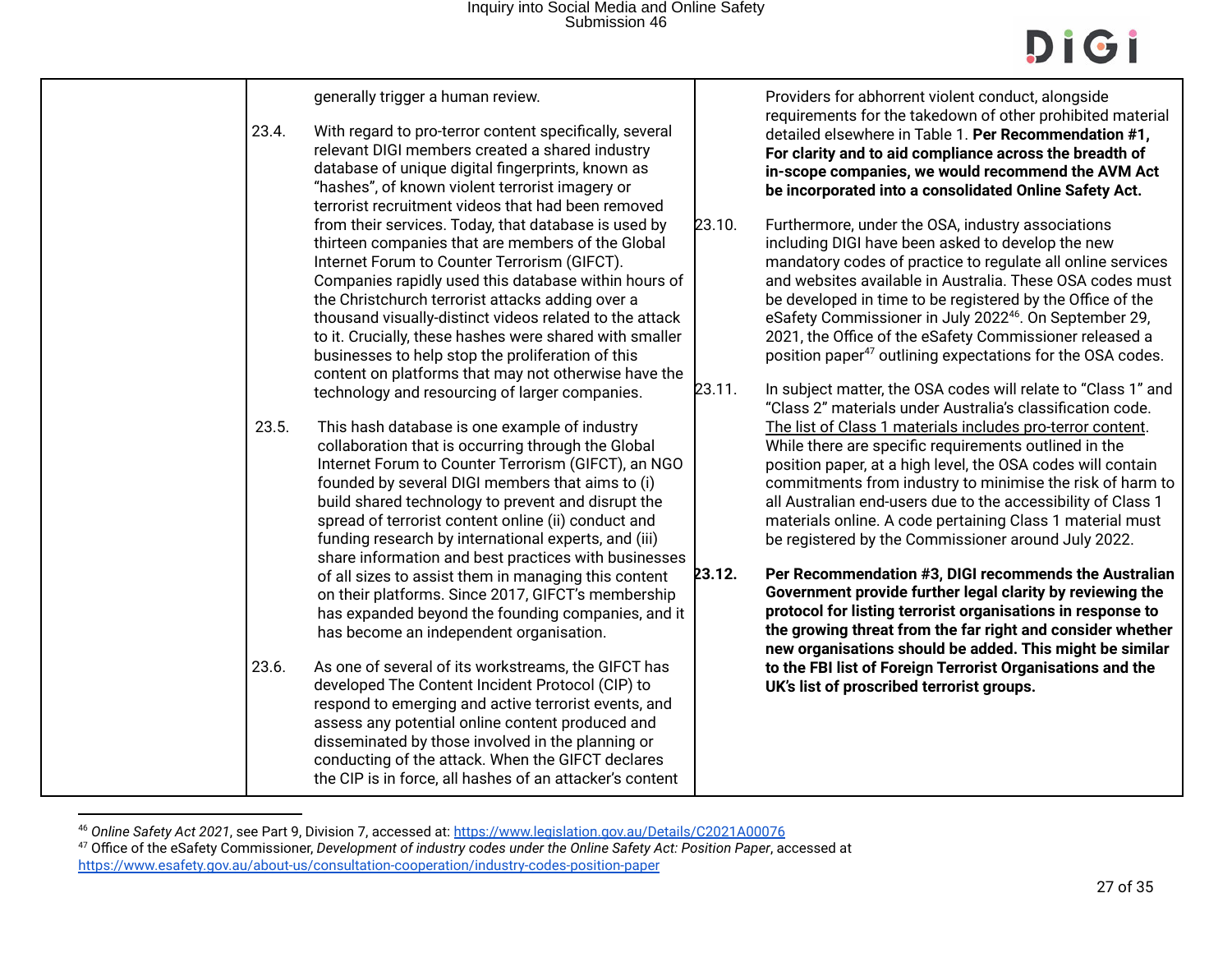generally trigger a human review.

23.4. With regard to pro-terror content specifically, several relevant DIGI members created a shared industry database of unique digital fingerprints, known as "hashes", of known violent terrorist imagery or terrorist recruitment videos that had been removed from their services. Today, that database is used by thirteen companies that are members of the Global Internet Forum to Counter Terrorism (GIFCT). Companies rapidly used this database within hours of the Christchurch terrorist attacks adding over a thousand visually-distinct videos related to the attack to it. Crucially, these hashes were shared with smaller businesses to help stop the proliferation of this content on platforms that may not otherwise have the technology and resourcing of larger companies.

23.5. This hash database is one example of industry collaboration that is occurring through the Global Internet Forum to Counter Terrorism (GIFCT), an NGO founded by several DIGI members that aims to (i) build shared technology to prevent and disrupt the spread of terrorist content online (ii) conduct and funding research by international experts, and (iii) share information and best practices with businesses of all sizes to assist them in managing this content on their platforms. Since 2017, GIFCT's membership has expanded beyond the founding companies, and it has become an independent organisation.

23.6. As one of several of its workstreams, the GIFCT has developed The Content Incident Protocol (CIP) to respond to emerging and active terrorist events, and assess any potential online content produced and disseminated by those involved in the planning or conducting of the attack. When the GIFCT declares the CIP is in force, all hashes of an attacker's content

Providers for abhorrent violent conduct, alongside requirements for the takedown of other prohibited material detailed elsewhere in Table 1. **Per Recommendation #1, For clarity and to aid compliance across the breadth of in-scope companies, we would recommend the AVM Act be incorporated into a consolidated Online Safety Act.**

23.10. Furthermore, under the OSA, industry associations including DIGI have been asked to develop the new mandatory codes of practice to regulate all online services and websites available in Australia. These OSA codes must be developed in time to be registered by the Office of the eSafety Commissioner in July 2022[46]. On September 29, 2021, the Office of the eSafety Commissioner released a position paper[47] outlining expectations for the OSA codes.

23.11. In subject matter, the OSA codes will relate to "Class 1" and "Class 2" materials under Australia's classification code. The list of Class 1 materials includes pro-terror content. While there are specific requirements outlined in the position paper, at a high level, the OSA codes will contain commitments from industry to minimise the risk of harm to all Australian end-users due to the accessibility of Class 1 materials online. A code pertaining Class 1 material must be registered by the Commissioner around July 2022.

**23.12. Per Recommendation #3, DIGI recommends the Australian Government provide further legal clarity by reviewing the protocol for listing terrorist organisations in response to the growing threat from the far right and consider whether new organisations should be added. This might be similar to the FBI list of Foreign Terrorist Organisations and the UK's list of proscribed terrorist groups.**

---

[46] *Online Safety Act 2021*, see Part 9, Division 7, accessed at: https://www.legislation.gov.au/Details/C2021A00076

[47] Office of the eSafety Commissioner, *Development of industry codes under the Online Safety Act: Position Paper*, accessed at https://www.esafety.gov.au/about-us/consultation-cooperation/industry-codes-position-paper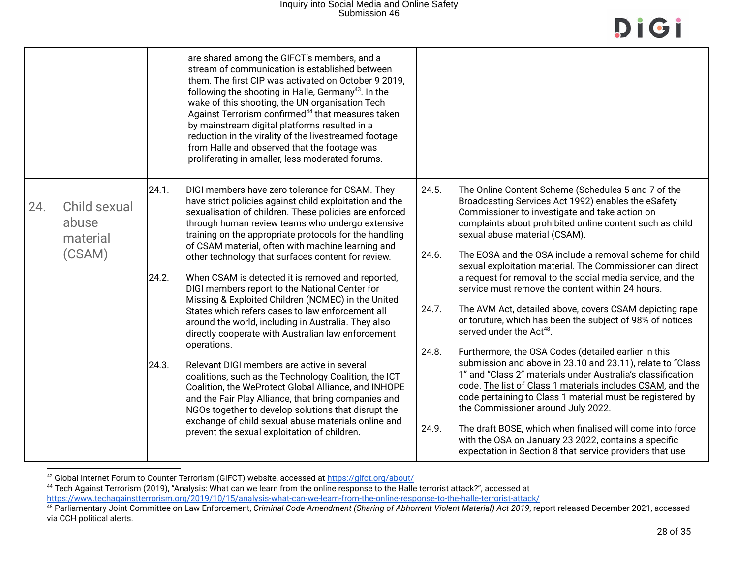| | | |
|---|---|---|
| | are shared among the GIFCT's members, and a stream of communication is established between them. The first CIP was activated on October 9 2019, following the shooting in Halle, Germany[43]. In the wake of this shooting, the UN organisation Tech Against Terrorism confirmed[44] that measures taken by mainstream digital platforms resulted in a reduction in the virality of the livestreamed footage from Halle and observed that the footage was proliferating in smaller, less moderated forums. | |
| 24. Child sexual abuse material (CSAM) | 24.1. DIGI members have zero tolerance for CSAM. They have strict policies against child exploitation and the sexualisation of children. These policies are enforced through human review teams who undergo extensive training on the appropriate protocols for the handling of CSAM material, often with machine learning and other technology that surfaces content for review.<br><br>24.2. When CSAM is detected it is removed and reported, DIGI members report to the National Center for Missing & Exploited Children (NCMEC) in the United States which refers cases to law enforcement all around the world, including in Australia. They also directly cooperate with Australian law enforcement operations.<br><br>24.3. Relevant DIGI members are active in several coalitions, such as the Technology Coalition, the ICT Coalition, the WeProtect Global Alliance, and INHOPE and the Fair Play Alliance, that bring companies and NGOs together to develop solutions that disrupt the exchange of child sexual abuse materials online and prevent the sexual exploitation of children. | 24.5. The Online Content Scheme (Schedules 5 and 7 of the Broadcasting Services Act 1992) enables the eSafety Commissioner to investigate and take action on complaints about prohibited online content such as child sexual abuse material (CSAM).<br><br>24.6. The EOSA and the OSA include a removal scheme for child sexual exploitation material. The Commissioner can direct a request for removal to the social media service, and the service must remove the content within 24 hours.<br><br>24.7. The AVM Act, detailed above, covers CSAM depicting rape or toruture, which has been the subject of 98% of notices served under the Act[48].<br><br>24.8. Furthermore, the OSA Codes (detailed earlier in this submission and above in 23.10 and 23.11), relate to "Class 1" and "Class 2" materials under Australia's classification code. The list of Class 1 materials includes CSAM, and the code pertaining to Class 1 material must be registered by the Commissioner around July 2022.<br><br>24.9. The draft BOSE, which when finalised will come into force with the OSA on January 23 2022, contains a specific expectation in Section 8 that service providers that use |

[43] Global Internet Forum to Counter Terrorism (GIFCT) website, accessed at https://gifct.org/about/

[44] Tech Against Terrorism (2019), "Analysis: What can we learn from the online response to the Halle terrorist attack?", accessed at https://www.techagainstterrorism.org/2019/10/15/analysis-what-can-we-learn-from-the-online-response-to-the-halle-terrorist-attack/

[48] Parliamentary Joint Committee on Law Enforcement, *Criminal Code Amendment (Sharing of Abhorrent Violent Material) Act 2019*, report released December 2021, accessed via CCH political alerts.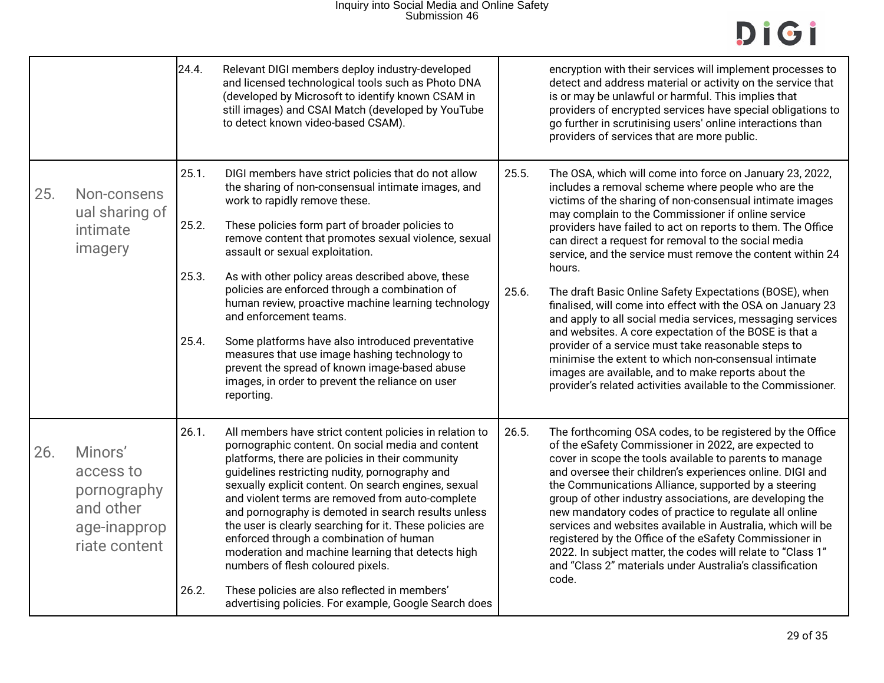| | | |
|---|---|---|
| | 24.4. Relevant DIGI members deploy industry-developed and licensed technological tools such as Photo DNA (developed by Microsoft to identify known CSAM in still images) and CSAI Match (developed by YouTube to detect known video-based CSAM). | encryption with their services will implement processes to detect and address material or activity on the service that is or may be unlawful or harmful. This implies that providers of encrypted services have special obligations to go further in scrutinising users' online interactions than providers of services that are more public. |
| 25. Non-consensual sharing of intimate imagery | 25.1. DIGI members have strict policies that do not allow the sharing of non-consensual intimate images, and work to rapidly remove these.<br><br>25.2. These policies form part of broader policies to remove content that promotes sexual violence, sexual assault or sexual exploitation.<br><br>25.3. As with other policy areas described above, these policies are enforced through a combination of human review, proactive machine learning technology and enforcement teams.<br><br>25.4. Some platforms have also introduced preventative measures that use image hashing technology to prevent the spread of known image-based abuse images, in order to prevent the reliance on user reporting. | 25.5. The OSA, which will come into force on January 23, 2022, includes a removal scheme where people who are the victims of the sharing of non-consensual intimate images may complain to the Commissioner if online service providers have failed to act on reports to them. The Office can direct a request for removal to the social media service, and the service must remove the content within 24 hours.<br><br>25.6. The draft Basic Online Safety Expectations (BOSE), when finalised, will come into effect with the OSA on January 23 and apply to all social media services, messaging services and websites. A core expectation of the BOSE is that a provider of a service must take reasonable steps to minimise the extent to which non-consensual intimate images are available, and to make reports about the provider's related activities available to the Commissioner. |
| 26. Minors' access to pornography and other age-inappropriate content | 26.1. All members have strict content policies in relation to pornographic content. On social media and content platforms, there are policies in their community guidelines restricting nudity, pornography and sexually explicit content. On search engines, sexual and violent terms are removed from auto-complete and pornography is demoted in search results unless the user is clearly searching for it. These policies are enforced through a combination of human moderation and machine learning that detects high numbers of flesh coloured pixels.<br><br>26.2. These policies are also reflected in members' advertising policies. For example, Google Search does | 26.5. The forthcoming OSA codes, to be registered by the Office of the eSafety Commissioner in 2022, are expected to cover in scope the tools available to parents to manage and oversee their children's experiences online. DIGI and the Communications Alliance, supported by a steering group of other industry associations, are developing the new mandatory codes of practice to regulate all online services and websites available in Australia, which will be registered by the Office of the eSafety Commissioner in 2022. In subject matter, the codes will relate to "Class 1" and "Class 2" materials under Australia's classification code. |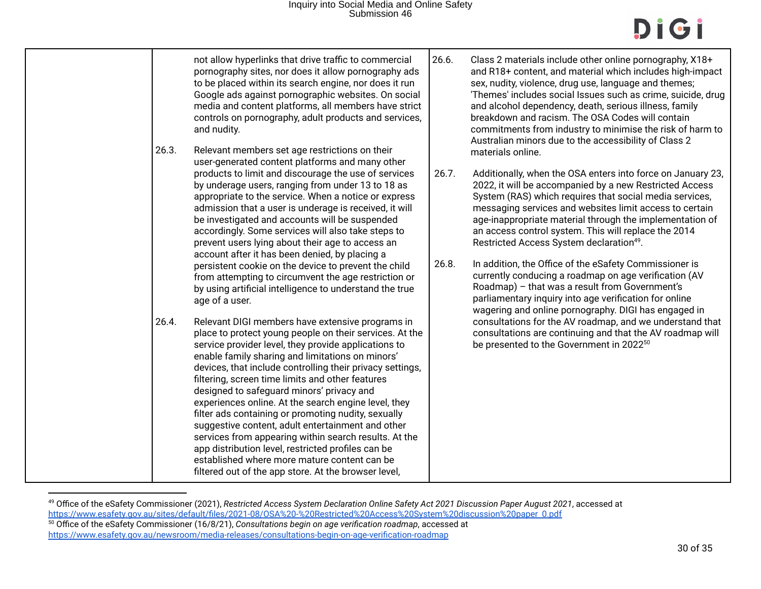not allow hyperlinks that drive traffic to commercial pornography sites, nor does it allow pornography ads to be placed within its search engine, nor does it run Google ads against pornographic websites. On social media and content platforms, all members have strict controls on pornography, adult products and services, and nudity.

26.3. Relevant members set age restrictions on their user-generated content platforms and many other products to limit and discourage the use of services by underage users, ranging from under 13 to 18 as appropriate to the service. When a notice or express admission that a user is underage is received, it will be investigated and accounts will be suspended accordingly. Some services will also take steps to prevent users lying about their age to access an account after it has been denied, by placing a persistent cookie on the device to prevent the child from attempting to circumvent the age restriction or by using artificial intelligence to understand the true age of a user.

26.4. Relevant DIGI members have extensive programs in place to protect young people on their services. At the service provider level, they provide applications to enable family sharing and limitations on minors' devices, that include controlling their privacy settings, filtering, screen time limits and other features designed to safeguard minors' privacy and experiences online. At the search engine level, they filter ads containing or promoting nudity, sexually suggestive content, adult entertainment and other services from appearing within search results. At the app distribution level, restricted profiles can be established where more mature content can be filtered out of the app store. At the browser level,

26.6. Class 2 materials include other online pornography, X18+ and R18+ content, and material which includes high-impact sex, nudity, violence, drug use, language and themes; 'Themes' includes social Issues such as crime, suicide, drug and alcohol dependency, death, serious illness, family breakdown and racism. The OSA Codes will contain commitments from industry to minimise the risk of harm to Australian minors due to the accessibility of Class 2 materials online.

26.7. Additionally, when the OSA enters into force on January 23, 2022, it will be accompanied by a new Restricted Access System (RAS) which requires that social media services, messaging services and websites limit access to certain age-inappropriate material through the implementation of an access control system. This will replace the 2014 Restricted Access System declaration[49].

26.8. In addition, the Office of the eSafety Commissioner is currently conducing a roadmap on age verification (AV Roadmap) – that was a result from Government's parliamentary inquiry into age verification for online wagering and online pornography. DIGI has engaged in consultations for the AV roadmap, and we understand that consultations are continuing and that the AV roadmap will be presented to the Government in 2022[50]

---

[49] Office of the eSafety Commissioner (2021), *Restricted Access System Declaration Online Safety Act 2021 Discussion Paper August 2021*, accessed at https://www.esafety.gov.au/sites/default/files/2021-08/OSA%20-%20Restricted%20Access%20System%20discussion%20paper_0.pdf

[50] Office of the eSafety Commissioner (16/8/21), *Consultations begin on age verification roadmap*, accessed at https://www.esafety.gov.au/newsroom/media-releases/consultations-begin-on-age-verification-roadmap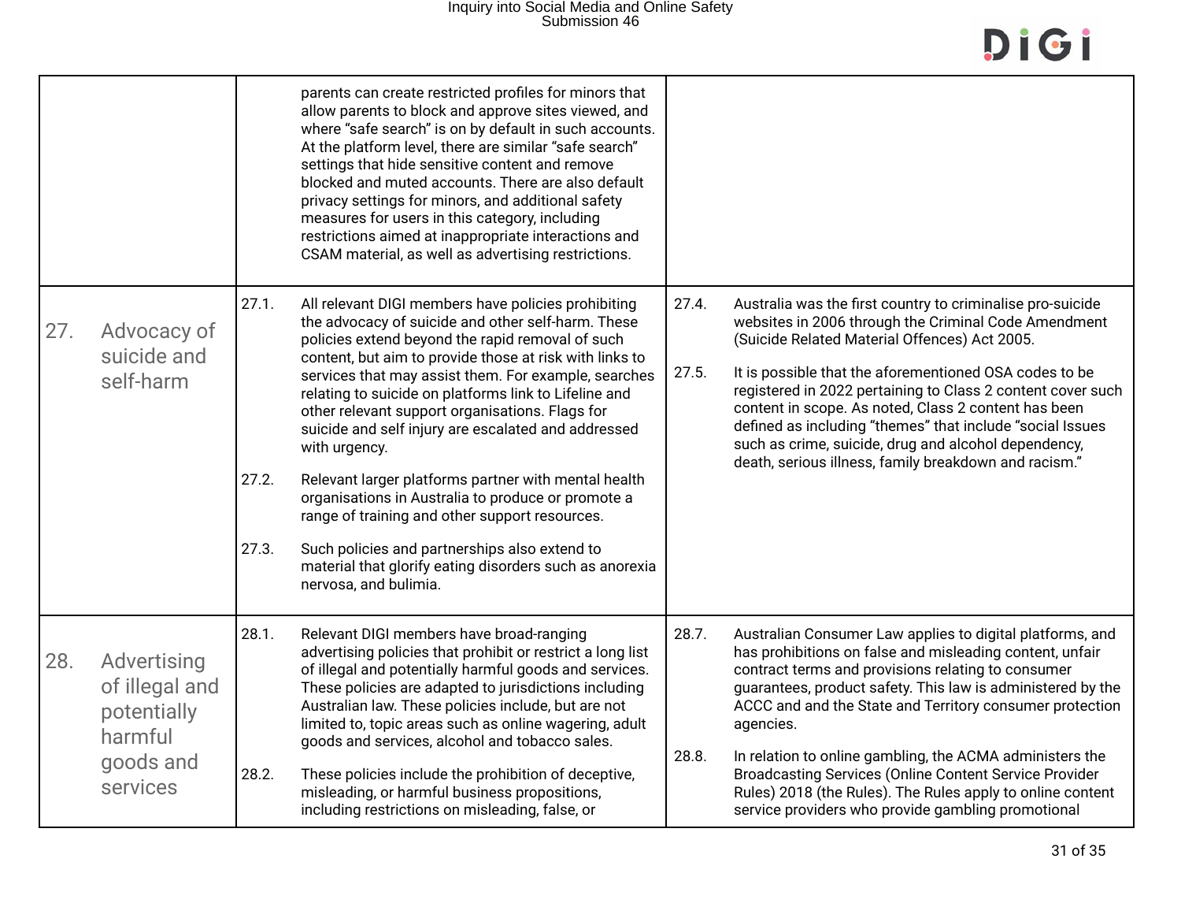| | | |
|---|---|---|
| | parents can create restricted profiles for minors that allow parents to block and approve sites viewed, and where "safe search" is on by default in such accounts. At the platform level, there are similar "safe search" settings that hide sensitive content and remove blocked and muted accounts. There are also default privacy settings for minors, and additional safety measures for users in this category, including restrictions aimed at inappropriate interactions and CSAM material, as well as advertising restrictions. | |
| 27. Advocacy of suicide and self-harm | 27.1. All relevant DIGI members have policies prohibiting the advocacy of suicide and other self-harm. These policies extend beyond the rapid removal of such content, but aim to provide those at risk with links to services that may assist them. For example, searches relating to suicide on platforms link to Lifeline and other relevant support organisations. Flags for suicide and self injury are escalated and addressed with urgency.<br><br>27.2. Relevant larger platforms partner with mental health organisations in Australia to produce or promote a range of training and other support resources.<br><br>27.3. Such policies and partnerships also extend to material that glorify eating disorders such as anorexia nervosa, and bulimia. | 27.4. Australia was the first country to criminalise pro-suicide websites in 2006 through the Criminal Code Amendment (Suicide Related Material Offences) Act 2005.<br><br>27.5. It is possible that the aforementioned OSA codes to be registered in 2022 pertaining to Class 2 content cover such content in scope. As noted, Class 2 content has been defined as including "themes" that include "social Issues such as crime, suicide, drug and alcohol dependency, death, serious illness, family breakdown and racism." |
| 28. Advertising of illegal and potentially harmful goods and services | 28.1. Relevant DIGI members have broad-ranging advertising policies that prohibit or restrict a long list of illegal and potentially harmful goods and services. These policies are adapted to jurisdictions including Australian law. These policies include, but are not limited to, topic areas such as online wagering, adult goods and services, alcohol and tobacco sales.<br><br>28.2. These policies include the prohibition of deceptive, misleading, or harmful business propositions, including restrictions on misleading, false, or | 28.7. Australian Consumer Law applies to digital platforms, and has prohibitions on false and misleading content, unfair contract terms and provisions relating to consumer guarantees, product safety. This law is administered by the ACCC and and the State and Territory consumer protection agencies.<br><br>28.8. In relation to online gambling, the ACMA administers the Broadcasting Services (Online Content Service Provider Rules) 2018 (the Rules). The Rules apply to online content service providers who provide gambling promotional |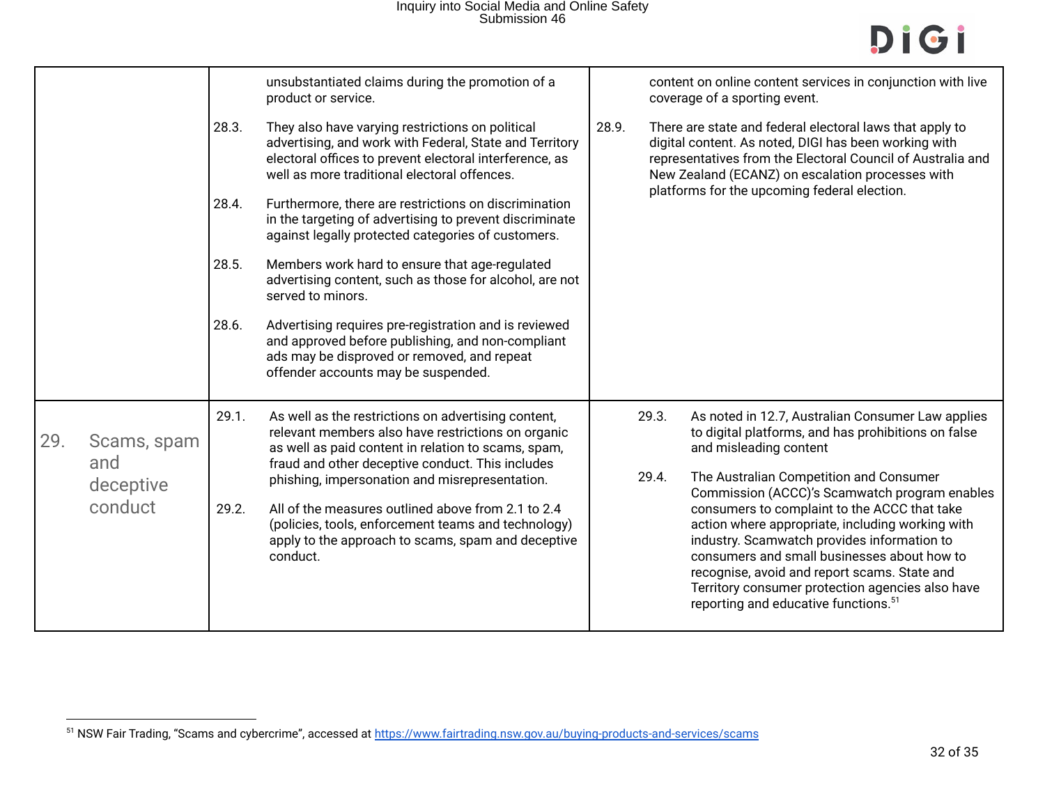| | | |
|---|---|---|
| | unsubstantiated claims during the promotion of a product or service.<br><br>28.3. They also have varying restrictions on political advertising, and work with Federal, State and Territory electoral offices to prevent electoral interference, as well as more traditional electoral offences.<br><br>28.4. Furthermore, there are restrictions on discrimination in the targeting of advertising to prevent discriminate against legally protected categories of customers.<br><br>28.5. Members work hard to ensure that age-regulated advertising content, such as those for alcohol, are not served to minors.<br><br>28.6. Advertising requires pre-registration and is reviewed and approved before publishing, and non-compliant ads may be disproved or removed, and repeat offender accounts may be suspended. | content on online content services in conjunction with live coverage of a sporting event.<br><br>28.9. There are state and federal electoral laws that apply to digital content. As noted, DIGI has been working with representatives from the Electoral Council of Australia and New Zealand (ECANZ) on escalation processes with platforms for the upcoming federal election. |
| 29. Scams, spam and deceptive conduct | 29.1. As well as the restrictions on advertising content, relevant members also have restrictions on organic as well as paid content in relation to scams, spam, fraud and other deceptive conduct. This includes phishing, impersonation and misrepresentation.<br><br>29.2. All of the measures outlined above from 2.1 to 2.4 (policies, tools, enforcement teams and technology) apply to the approach to scams, spam and deceptive conduct. | 29.3. As noted in 12.7, Australian Consumer Law applies to digital platforms, and has prohibitions on false and misleading content<br><br>29.4. The Australian Competition and Consumer Commission (ACCC)'s Scamwatch program enables consumers to complaint to the ACCC that take action where appropriate, including working with industry. Scamwatch provides information to consumers and small businesses about how to recognise, avoid and report scams. State and Territory consumer protection agencies also have reporting and educative functions.[51] |

[51] NSW Fair Trading, "Scams and cybercrime", accessed at https://www.fairtrading.nsw.gov.au/buying-products-and-services/scams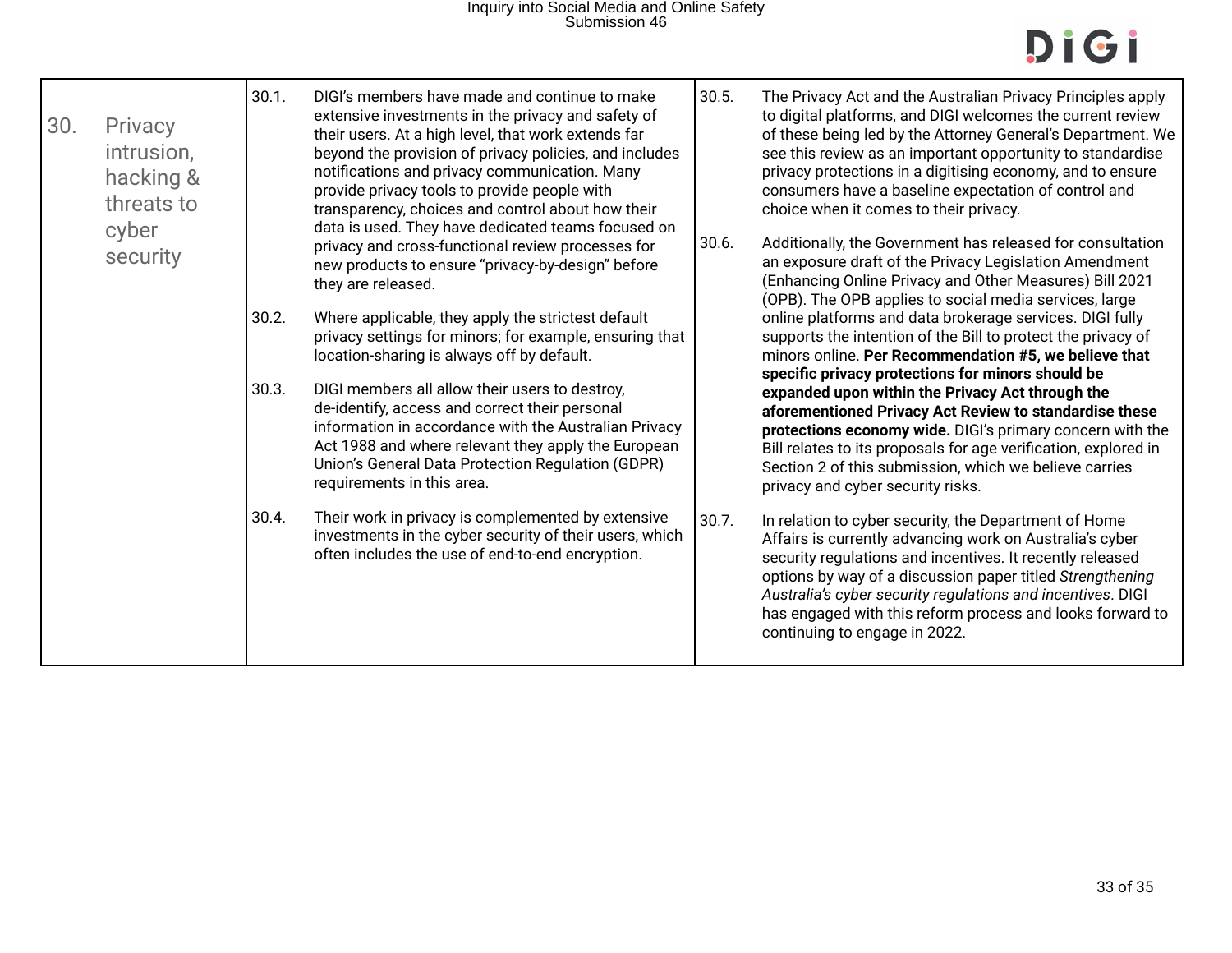## 30. Privacy intrusion, hacking & threats to cyber security

30.1. DIGI's members have made and continue to make extensive investments in the privacy and safety of their users. At a high level, that work extends far beyond the provision of privacy policies, and includes notifications and privacy communication. Many provide privacy tools to provide people with transparency, choices and control about how their data is used. They have dedicated teams focused on privacy and cross-functional review processes for new products to ensure "privacy-by-design" before they are released.

30.2. Where applicable, they apply the strictest default privacy settings for minors; for example, ensuring that location-sharing is always off by default.

30.3. DIGI members all allow their users to destroy, de-identify, access and correct their personal information in accordance with the Australian Privacy Act 1988 and where relevant they apply the European Union's General Data Protection Regulation (GDPR) requirements in this area.

30.4. Their work in privacy is complemented by extensive investments in the cyber security of their users, which often includes the use of end-to-end encryption.

30.5. The Privacy Act and the Australian Privacy Principles apply to digital platforms, and DIGI welcomes the current review of these being led by the Attorney General's Department. We see this review as an important opportunity to standardise privacy protections in a digitising economy, and to ensure consumers have a baseline expectation of control and choice when it comes to their privacy.

30.6. Additionally, the Government has released for consultation an exposure draft of the Privacy Legislation Amendment (Enhancing Online Privacy and Other Measures) Bill 2021 (OPB). The OPB applies to social media services, large online platforms and data brokerage services. DIGI fully supports the intention of the Bill to protect the privacy of minors online. **Per Recommendation #5, we believe that specific privacy protections for minors should be expanded upon within the Privacy Act through the aforementioned Privacy Act Review to standardise these protections economy wide.** DIGI's primary concern with the Bill relates to its proposals for age verification, explored in Section 2 of this submission, which we believe carries privacy and cyber security risks.

30.7. In relation to cyber security, the Department of Home Affairs is currently advancing work on Australia's cyber security regulations and incentives. It recently released options by way of a discussion paper titled *Strengthening Australia's cyber security regulations and incentives*. DIGI has engaged with this reform process and looks forward to continuing to engage in 2022.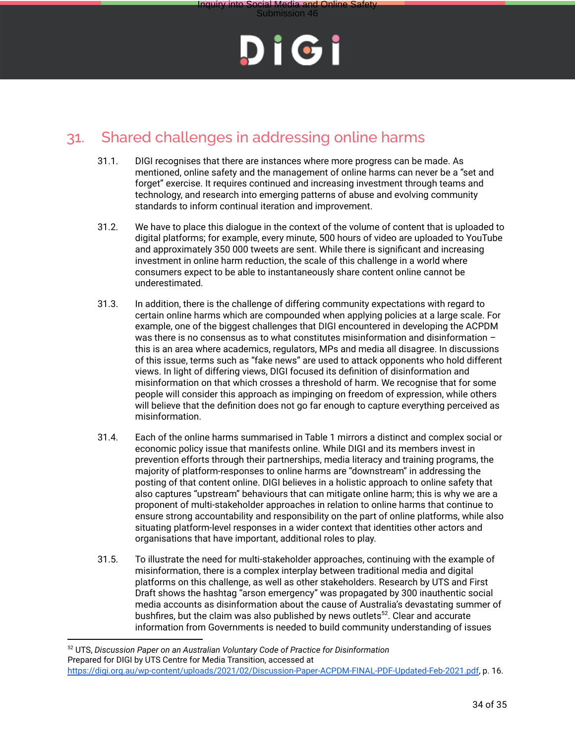## 31. Shared challenges in addressing online harms

31.1. DIGI recognises that there are instances where more progress can be made. As mentioned, online safety and the management of online harms can never be a "set and forget" exercise. It requires continued and increasing investment through teams and technology, and research into emerging patterns of abuse and evolving community standards to inform continual iteration and improvement.

31.2. We have to place this dialogue in the context of the volume of content that is uploaded to digital platforms; for example, every minute, 500 hours of video are uploaded to YouTube and approximately 350 000 tweets are sent. While there is significant and increasing investment in online harm reduction, the scale of this challenge in a world where consumers expect to be able to instantaneously share content online cannot be underestimated.

31.3. In addition, there is the challenge of differing community expectations with regard to certain online harms which are compounded when applying policies at a large scale. For example, one of the biggest challenges that DIGI encountered in developing the ACPDM was there is no consensus as to what constitutes misinformation and disinformation – this is an area where academics, regulators, MPs and media all disagree. In discussions of this issue, terms such as "fake news" are used to attack opponents who hold different views. In light of differing views, DIGI focused its definition of disinformation and misinformation on that which crosses a threshold of harm. We recognise that for some people will consider this approach as impinging on freedom of expression, while others will believe that the definition does not go far enough to capture everything perceived as misinformation.

31.4. Each of the online harms summarised in Table 1 mirrors a distinct and complex social or economic policy issue that manifests online. While DIGI and its members invest in prevention efforts through their partnerships, media literacy and training programs, the majority of platform-responses to online harms are "downstream" in addressing the posting of that content online. DIGI believes in a holistic approach to online safety that also captures "upstream" behaviours that can mitigate online harm; this is why we are a proponent of multi-stakeholder approaches in relation to online harms that continue to ensure strong accountability and responsibility on the part of online platforms, while also situating platform-level responses in a wider context that identities other actors and organisations that have important, additional roles to play.

31.5. To illustrate the need for multi-stakeholder approaches, continuing with the example of misinformation, there is a complex interplay between traditional media and digital platforms on this challenge, as well as other stakeholders. Research by UTS and First Draft shows the hashtag "arson emergency" was propagated by 300 inauthentic social media accounts as disinformation about the cause of Australia's devastating summer of bushfires, but the claim was also published by news outlets[52]. Clear and accurate information from Governments is needed to build community understanding of issues

---

[52] UTS, *Discussion Paper on an Australian Voluntary Code of Practice for Disinformation* Prepared for DIGI by UTS Centre for Media Transition, accessed at https://digi.org.au/wp-content/uploads/2021/02/Discussion-Paper-ACPDM-FINAL-PDF-Updated-Feb-2021.pdf, p. 16.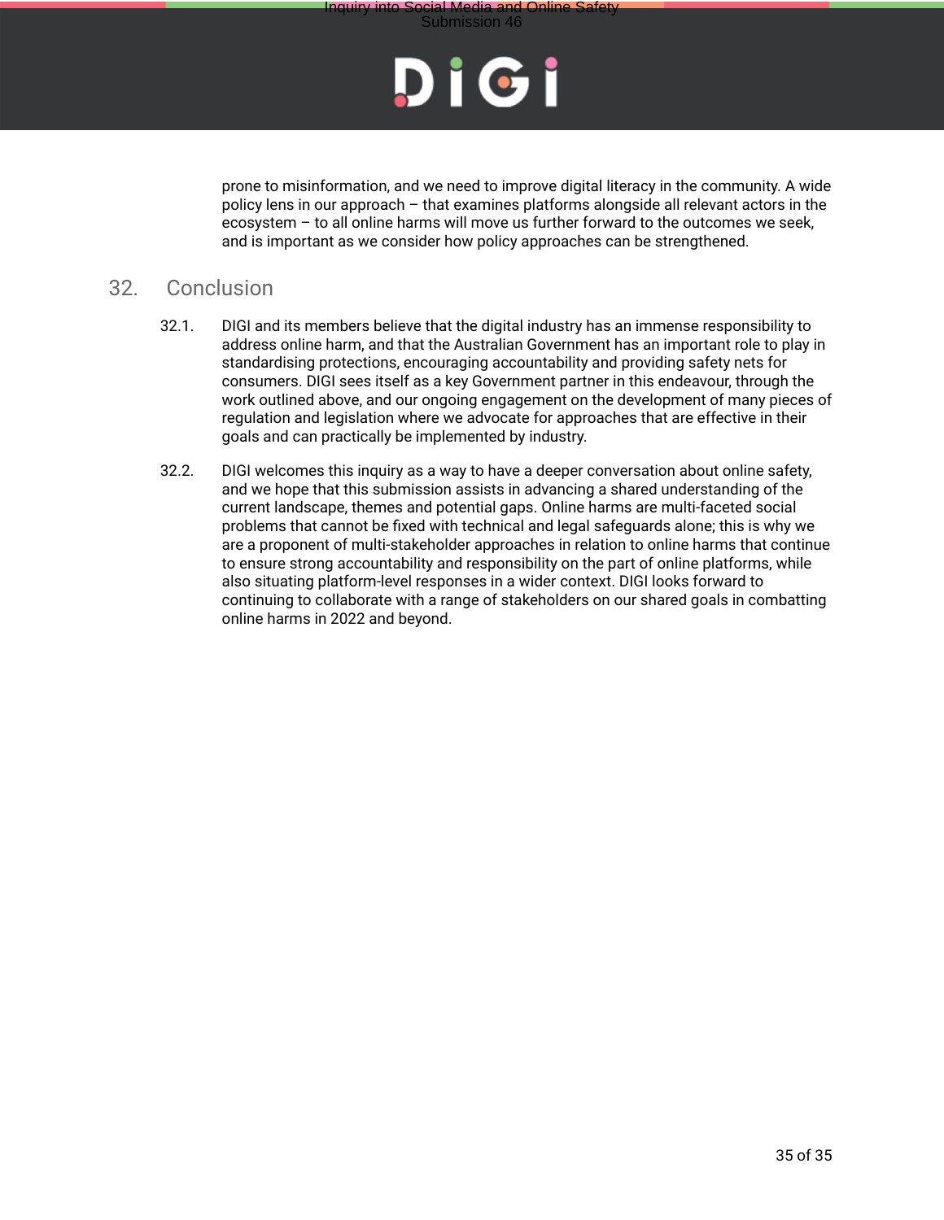prone to misinformation, and we need to improve digital literacy in the community. A wide policy lens in our approach – that examines platforms alongside all relevant actors in the ecosystem – to all online harms will move us further forward to the outcomes we seek, and is important as we consider how policy approaches can be strengthened.

## 32. Conclusion

32.1. DIGI and its members believe that the digital industry has an immense responsibility to address online harm, and that the Australian Government has an important role to play in standardising protections, encouraging accountability and providing safety nets for consumers. DIGI sees itself as a key Government partner in this endeavour, through the work outlined above, and our ongoing engagement on the development of many pieces of regulation and legislation where we advocate for approaches that are effective in their goals and can practically be implemented by industry.

32.2. DIGI welcomes this inquiry as a way to have a deeper conversation about online safety, and we hope that this submission assists in advancing a shared understanding of the current landscape, themes and potential gaps. Online harms are multi-faceted social problems that cannot be fixed with technical and legal safeguards alone; this is why we are a proponent of multi-stakeholder approaches in relation to online harms that continue to ensure strong accountability and responsibility on the part of online platforms, while also situating platform-level responses in a wider context. DIGI looks forward to continuing to collaborate with a range of stakeholders on our shared goals in combatting online harms in 2022 and beyond.